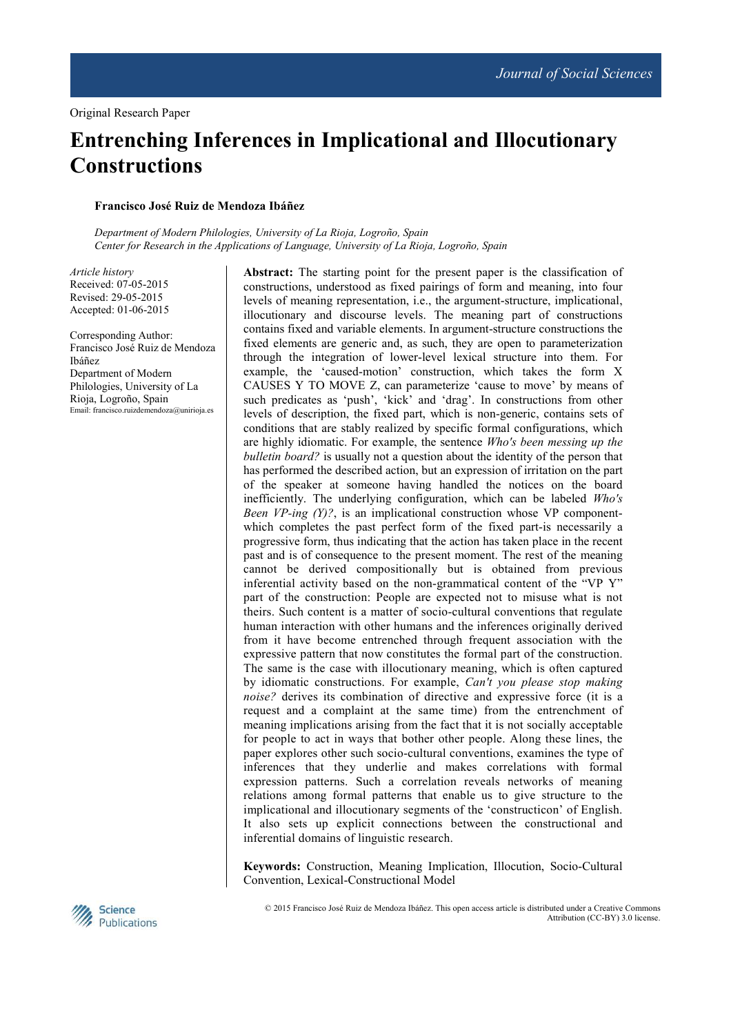Original Research Paper

# Entrenching Inferences in Implicational and Illocutionary Constructions

**Francisco José Ruiz de Mendoza Ibáñez**

*Department of Modern Philologies, University of La Rioja, Logroño, Spain*
*Center for Research in the Applications of Language, University of La Rioja, Logroño, Spain*

*Article history*
Received: 07-05-2015
Revised: 29-05-2015
Accepted: 01-06-2015

Corresponding Author:
Francisco José Ruiz de Mendoza Ibáñez
Department of Modern Philologies, University of La Rioja, Logroño, Spain
Email: francisco.ruizdemendoza@unirioja.es

**Abstract:** The starting point for the present paper is the classification of constructions, understood as fixed pairings of form and meaning, into four levels of meaning representation, i.e., the argument-structure, implicational, illocutionary and discourse levels. The meaning part of constructions contains fixed and variable elements. In argument-structure constructions the fixed elements are generic and, as such, they are open to parameterization through the integration of lower-level lexical structure into them. For example, the 'caused-motion' construction, which takes the form X CAUSES Y TO MOVE Z, can parameterize 'cause to move' by means of such predicates as 'push', 'kick' and 'drag'. In constructions from other levels of description, the fixed part, which is non-generic, contains sets of conditions that are stably realized by specific formal configurations, which are highly idiomatic. For example, the sentence *Who's been messing up the bulletin board?* is usually not a question about the identity of the person that has performed the described action, but an expression of irritation on the part of the speaker at someone having handled the notices on the board inefficiently. The underlying configuration, which can be labeled *Who's Been VP-ing (Y)?*, is an implicational construction whose VP component-which completes the past perfect form of the fixed part-is necessarily a progressive form, thus indicating that the action has taken place in the recent past and is of consequence to the present moment. The rest of the meaning cannot be derived compositionally but is obtained from previous inferential activity based on the non-grammatical content of the "VP Y" part of the construction: People are expected not to misuse what is not theirs. Such content is a matter of socio-cultural conventions that regulate human interaction with other humans and the inferences originally derived from it have become entrenched through frequent association with the expressive pattern that now constitutes the formal part of the construction. The same is the case with illocutionary meaning, which is often captured by idiomatic constructions. For example, *Can't you please stop making noise?* derives its combination of directive and expressive force (it is a request and a complaint at the same time) from the entrenchment of meaning implications arising from the fact that it is not socially acceptable for people to act in ways that bother other people. Along these lines, the paper explores other such socio-cultural conventions, examines the type of inferences that they underlie and makes correlations with formal expression patterns. Such a correlation reveals networks of meaning relations among formal patterns that enable us to give structure to the implicational and illocutionary segments of the 'constructicon' of English. It also sets up explicit connections between the constructional and inferential domains of linguistic research.

**Keywords:** Construction, Meaning Implication, Illocution, Socio-Cultural Convention, Lexical-Constructional Model

© 2015 Francisco José Ruiz de Mendoza Ibáñez. This open access article is distributed under a Creative Commons Attribution (CC-BY) 3.0 license.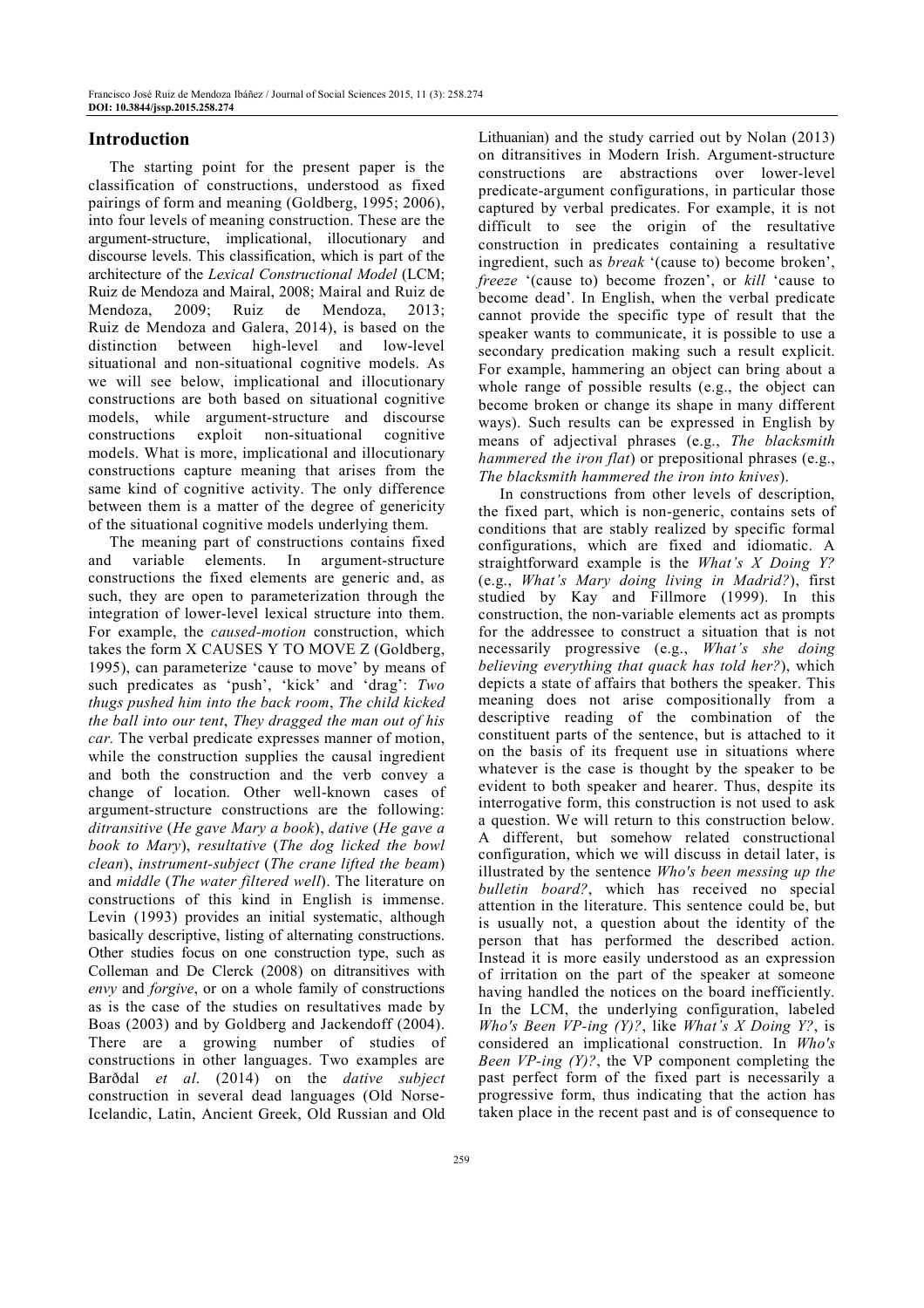## Introduction

The starting point for the present paper is the classification of constructions, understood as fixed pairings of form and meaning (Goldberg, 1995; 2006), into four levels of meaning construction. These are the argument-structure, implicational, illocutionary and discourse levels. This classification, which is part of the architecture of the *Lexical Constructional Model* (LCM; Ruiz de Mendoza and Mairal, 2008; Mairal and Ruiz de Mendoza, 2009; Ruiz de Mendoza, 2013; Ruiz de Mendoza and Galera, 2014), is based on the distinction between high-level and low-level situational and non-situational cognitive models. As we will see below, implicational and illocutionary constructions are both based on situational cognitive models, while argument-structure and discourse constructions exploit non-situational cognitive models. What is more, implicational and illocutionary constructions capture meaning that arises from the same kind of cognitive activity. The only difference between them is a matter of the degree of genericity of the situational cognitive models underlying them.

The meaning part of constructions contains fixed and variable elements. In argument-structure constructions the fixed elements are generic and, as such, they are open to parameterization through the integration of lower-level lexical structure into them. For example, the *caused-motion* construction, which takes the form X CAUSES Y TO MOVE Z (Goldberg, 1995), can parameterize 'cause to move' by means of such predicates as 'push', 'kick' and 'drag': *Two thugs pushed him into the back room*, *The child kicked the ball into our tent*, *They dragged the man out of his car.* The verbal predicate expresses manner of motion, while the construction supplies the causal ingredient and both the construction and the verb convey a change of location. Other well-known cases of argument-structure constructions are the following: *ditransitive* (*He gave Mary a book*), *dative* (*He gave a book to Mary*), *resultative* (*The dog licked the bowl clean*), *instrument-subject* (*The crane lifted the beam*) and *middle* (*The water filtered well*). The literature on constructions of this kind in English is immense. Levin (1993) provides an initial systematic, although basically descriptive, listing of alternating constructions. Other studies focus on one construction type, such as Colleman and De Clerck (2008) on ditransitives with *envy* and *forgive*, or on a whole family of constructions as is the case of the studies on resultatives made by Boas (2003) and by Goldberg and Jackendoff (2004). There are a growing number of studies of constructions in other languages. Two examples are Barðdal *et al*. (2014) on the *dative subject* construction in several dead languages (Old Norse-Icelandic, Latin, Ancient Greek, Old Russian and Old Lithuanian) and the study carried out by Nolan (2013) on ditransitives in Modern Irish. Argument-structure constructions are abstractions over lower-level predicate-argument configurations, in particular those captured by verbal predicates. For example, it is not difficult to see the origin of the resultative construction in predicates containing a resultative ingredient, such as *break* '(cause to) become broken', *freeze* '(cause to) become frozen', or *kill* 'cause to become dead'. In English, when the verbal predicate cannot provide the specific type of result that the speaker wants to communicate, it is possible to use a secondary predication making such a result explicit. For example, hammering an object can bring about a whole range of possible results (e.g., the object can become broken or change its shape in many different ways). Such results can be expressed in English by means of adjectival phrases (e.g., *The blacksmith hammered the iron flat*) or prepositional phrases (e.g., *The blacksmith hammered the iron into knives*).

In constructions from other levels of description, the fixed part, which is non-generic, contains sets of conditions that are stably realized by specific formal configurations, which are fixed and idiomatic. A straightforward example is the *What's X Doing Y?* (e.g., *What's Mary doing living in Madrid?*), first studied by Kay and Fillmore (1999). In this construction, the non-variable elements act as prompts for the addressee to construct a situation that is not necessarily progressive (e.g., *What's she doing believing everything that quack has told her?*), which depicts a state of affairs that bothers the speaker. This meaning does not arise compositionally from a descriptive reading of the combination of the constituent parts of the sentence, but is attached to it on the basis of its frequent use in situations where whatever is the case is thought by the speaker to be evident to both speaker and hearer. Thus, despite its interrogative form, this construction is not used to ask a question. We will return to this construction below. A different, but somehow related constructional configuration, which we will discuss in detail later, is illustrated by the sentence *Who's been messing up the bulletin board?*, which has received no special attention in the literature. This sentence could be, but is usually not, a question about the identity of the person that has performed the described action. Instead it is more easily understood as an expression of irritation on the part of the speaker at someone having handled the notices on the board inefficiently. In the LCM, the underlying configuration, labeled *Who's Been VP-ing (Y)?*, like *What's X Doing Y?*, is considered an implicational construction. In *Who's Been VP-ing (Y)?*, the VP component completing the past perfect form of the fixed part is necessarily a progressive form, thus indicating that the action has taken place in the recent past and is of consequence to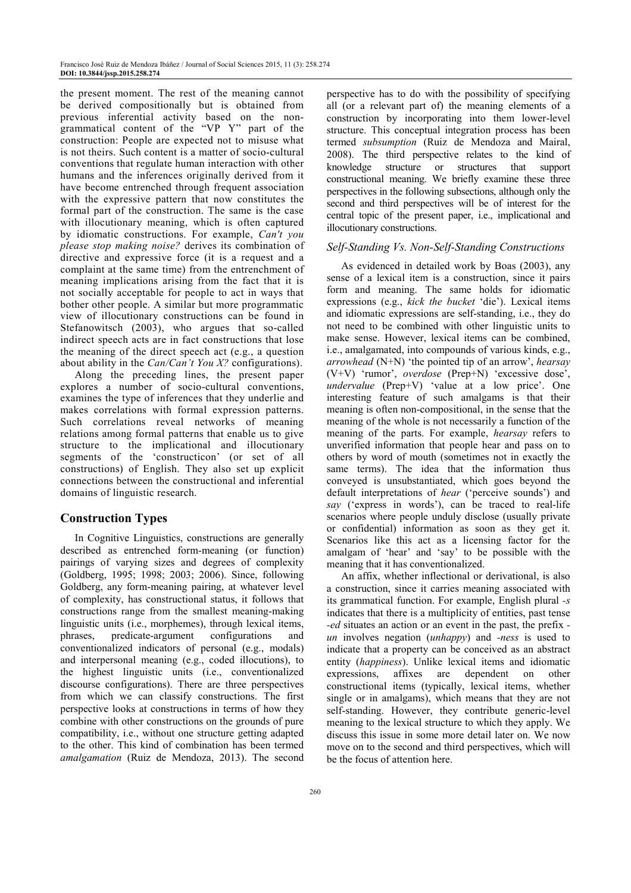the present moment. The rest of the meaning cannot be derived compositionally but is obtained from previous inferential activity based on the non-grammatical content of the "VP Y" part of the construction: People are expected not to misuse what is not theirs. Such content is a matter of socio-cultural conventions that regulate human interaction with other humans and the inferences originally derived from it have become entrenched through frequent association with the expressive pattern that now constitutes the formal part of the construction. The same is the case with illocutionary meaning, which is often captured by idiomatic constructions. For example, *Can't you please stop making noise?* derives its combination of directive and expressive force (it is a request and a complaint at the same time) from the entrenchment of meaning implications arising from the fact that it is not socially acceptable for people to act in ways that bother other people. A similar but more programmatic view of illocutionary constructions can be found in Stefanowitsch (2003), who argues that so-called indirect speech acts are in fact constructions that lose the meaning of the direct speech act (e.g., a question about ability in the *Can/Can't You X?* configurations).

Along the preceding lines, the present paper explores a number of socio-cultural conventions, examines the type of inferences that they underlie and makes correlations with formal expression patterns. Such correlations reveal networks of meaning relations among formal patterns that enable us to give structure to the implicational and illocutionary segments of the 'constructicon' (or set of all constructions) of English. They also set up explicit connections between the constructional and inferential domains of linguistic research.

## Construction Types

In Cognitive Linguistics, constructions are generally described as entrenched form-meaning (or function) pairings of varying sizes and degrees of complexity (Goldberg, 1995; 1998; 2003; 2006). Since, following Goldberg, any form-meaning pairing, at whatever level of complexity, has constructional status, it follows that constructions range from the smallest meaning-making linguistic units (i.e., morphemes), through lexical items, phrases, predicate-argument configurations and conventionalized indicators of personal (e.g., modals) and interpersonal meaning (e.g., coded illocutions), to the highest linguistic units (i.e., conventionalized discourse configurations). There are three perspectives from which we can classify constructions. The first perspective looks at constructions in terms of how they combine with other constructions on the grounds of pure compatibility, i.e., without one structure getting adapted to the other. This kind of combination has been termed *amalgamation* (Ruiz de Mendoza, 2013). The second perspective has to do with the possibility of specifying all (or a relevant part of) the meaning elements of a construction by incorporating into them lower-level structure. This conceptual integration process has been termed *subsumption* (Ruiz de Mendoza and Mairal, 2008). The third perspective relates to the kind of knowledge structure or structures that support constructional meaning. We briefly examine these three perspectives in the following subsections, although only the second and third perspectives will be of interest for the central topic of the present paper, i.e., implicational and illocutionary constructions.

### *Self-Standing Vs. Non-Self-Standing Constructions*

As evidenced in detailed work by Boas (2003), any sense of a lexical item is a construction, since it pairs form and meaning. The same holds for idiomatic expressions (e.g., *kick the bucket* 'die'). Lexical items and idiomatic expressions are self-standing, i.e., they do not need to be combined with other linguistic units to make sense. However, lexical items can be combined, i.e., amalgamated, into compounds of various kinds, e.g., *arrowhead* (N+N) 'the pointed tip of an arrow', *hearsay* (V+V) 'rumor', *overdose* (Prep+N) 'excessive dose', *undervalue* (Prep+V) 'value at a low price'. One interesting feature of such amalgams is that their meaning is often non-compositional, in the sense that the meaning of the whole is not necessarily a function of the meaning of the parts. For example, *hearsay* refers to unverified information that people hear and pass on to others by word of mouth (sometimes not in exactly the same terms). The idea that the information thus conveyed is unsubstantiated, which goes beyond the default interpretations of *hear* ('perceive sounds') and *say* ('express in words'), can be traced to real-life scenarios where people unduly disclose (usually private or confidential) information as soon as they get it. Scenarios like this act as a licensing factor for the amalgam of 'hear' and 'say' to be possible with the meaning that it has conventionalized.

An affix, whether inflectional or derivational, is also a construction, since it carries meaning associated with its grammatical function. For example, English plural *-s* indicates that there is a multiplicity of entities, past tense *-ed* situates an action or an event in the past, the prefix *-un* involves negation (*unhappy*) and *-ness* is used to indicate that a property can be conceived as an abstract entity (*happiness*). Unlike lexical items and idiomatic expressions, affixes are dependent on other constructional items (typically, lexical items, whether single or in amalgams), which means that they are not self-standing. However, they contribute generic-level meaning to the lexical structure to which they apply. We discuss this issue in some more detail later on. We now move on to the second and third perspectives, which will be the focus of attention here.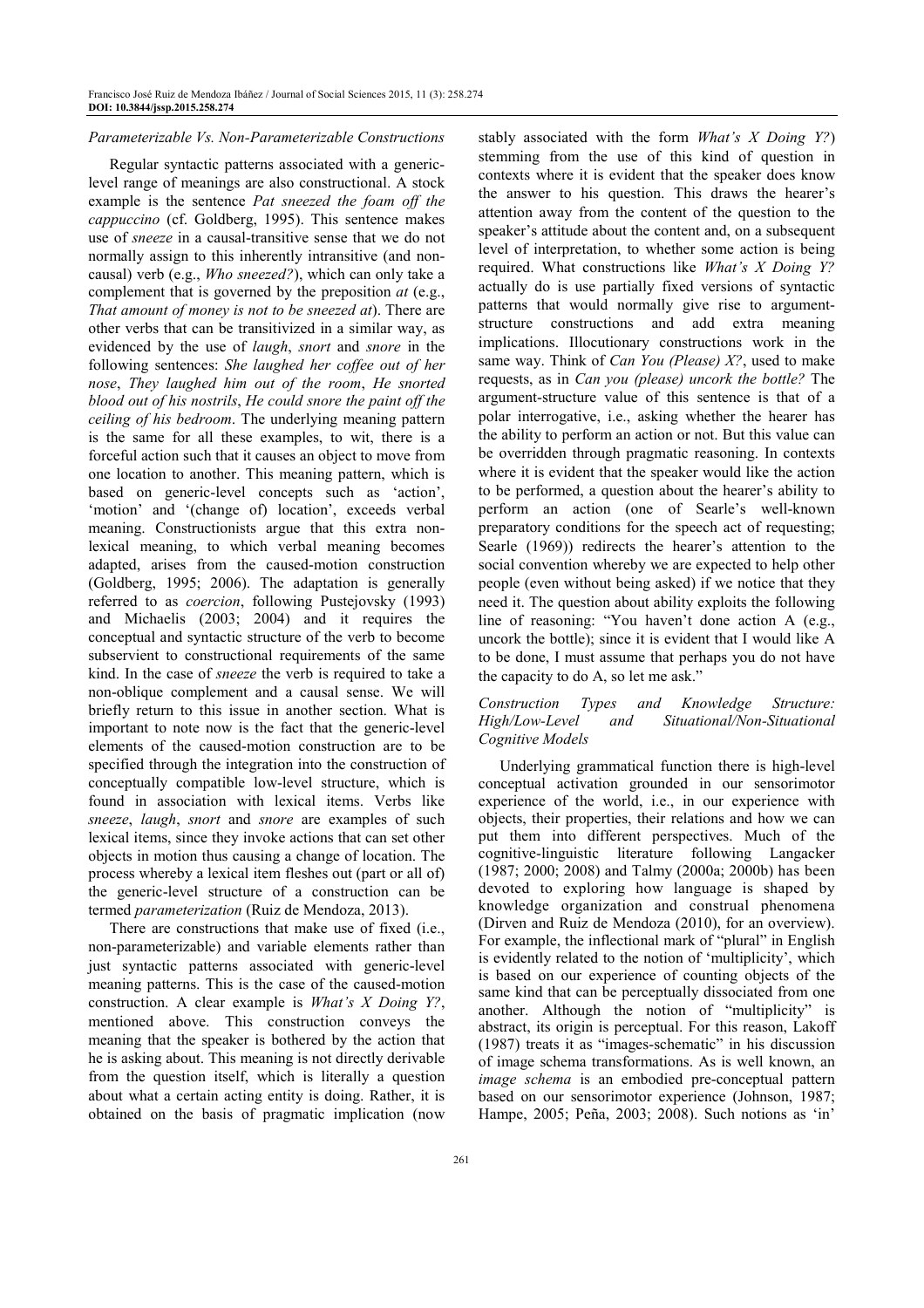### *Parameterizable Vs. Non-Parameterizable Constructions*

Regular syntactic patterns associated with a generic-level range of meanings are also constructional. A stock example is the sentence *Pat sneezed the foam off the cappuccino* (cf. Goldberg, 1995). This sentence makes use of *sneeze* in a causal-transitive sense that we do not normally assign to this inherently intransitive (and non-causal) verb (e.g., *Who sneezed?*), which can only take a complement that is governed by the preposition *at* (e.g., *That amount of money is not to be sneezed at*). There are other verbs that can be transitivized in a similar way, as evidenced by the use of *laugh*, *snort* and *snore* in the following sentences: *She laughed her coffee out of her nose*, *They laughed him out of the room*, *He snorted blood out of his nostrils*, *He could snore the paint off the ceiling of his bedroom*. The underlying meaning pattern is the same for all these examples, to wit, there is a forceful action such that it causes an object to move from one location to another. This meaning pattern, which is based on generic-level concepts such as 'action', 'motion' and '(change of) location', exceeds verbal meaning. Constructionists argue that this extra non-lexical meaning, to which verbal meaning becomes adapted, arises from the caused-motion construction (Goldberg, 1995; 2006). The adaptation is generally referred to as *coercion*, following Pustejovsky (1993) and Michaelis (2003; 2004) and it requires the conceptual and syntactic structure of the verb to become subservient to constructional requirements of the same kind. In the case of *sneeze* the verb is required to take a non-oblique complement and a causal sense. We will briefly return to this issue in another section. What is important to note now is the fact that the generic-level elements of the caused-motion construction are to be specified through the integration into the construction of conceptually compatible low-level structure, which is found in association with lexical items. Verbs like *sneeze*, *laugh*, *snort* and *snore* are examples of such lexical items, since they invoke actions that can set other objects in motion thus causing a change of location. The process whereby a lexical item fleshes out (part or all of) the generic-level structure of a construction can be termed *parameterization* (Ruiz de Mendoza, 2013).

There are constructions that make use of fixed (i.e., non-parameterizable) and variable elements rather than just syntactic patterns associated with generic-level meaning patterns. This is the case of the caused-motion construction. A clear example is *What's X Doing Y?*, mentioned above. This construction conveys the meaning that the speaker is bothered by the action that he is asking about. This meaning is not directly derivable from the question itself, which is literally a question about what a certain acting entity is doing. Rather, it is obtained on the basis of pragmatic implication (now stably associated with the form *What's X Doing Y?*) stemming from the use of this kind of question in contexts where it is evident that the speaker does know the answer to his question. This draws the hearer's attention away from the content of the question to the speaker's attitude about the content and, on a subsequent level of interpretation, to whether some action is being required. What constructions like *What's X Doing Y?* actually do is use partially fixed versions of syntactic patterns that would normally give rise to argument-structure constructions and add extra meaning implications. Illocutionary constructions work in the same way. Think of *Can You (Please) X?*, used to make requests, as in *Can you (please) uncork the bottle?* The argument-structure value of this sentence is that of a polar interrogative, i.e., asking whether the hearer has the ability to perform an action or not. But this value can be overridden through pragmatic reasoning. In contexts where it is evident that the speaker would like the action to be performed, a question about the hearer's ability to perform an action (one of Searle's well-known preparatory conditions for the speech act of requesting; Searle (1969)) redirects the hearer's attention to the social convention whereby we are expected to help other people (even without being asked) if we notice that they need it. The question about ability exploits the following line of reasoning: "You haven't done action A (e.g., uncork the bottle); since it is evident that I would like A to be done, I must assume that perhaps you do not have the capacity to do A, so let me ask."

### *Construction Types and Knowledge Structure: High/Low-Level and Situational/Non-Situational Cognitive Models*

Underlying grammatical function there is high-level conceptual activation grounded in our sensorimotor experience of the world, i.e., in our experience with objects, their properties, their relations and how we can put them into different perspectives. Much of the cognitive-linguistic literature following Langacker (1987; 2000; 2008) and Talmy (2000a; 2000b) has been devoted to exploring how language is shaped by knowledge organization and construal phenomena (Dirven and Ruiz de Mendoza (2010), for an overview). For example, the inflectional mark of "plural" in English is evidently related to the notion of 'multiplicity', which is based on our experience of counting objects of the same kind that can be perceptually dissociated from one another. Although the notion of "multiplicity" is abstract, its origin is perceptual. For this reason, Lakoff (1987) treats it as "images-schematic" in his discussion of image schema transformations. As is well known, an *image schema* is an embodied pre-conceptual pattern based on our sensorimotor experience (Johnson, 1987; Hampe, 2005; Peña, 2003; 2008). Such notions as 'in'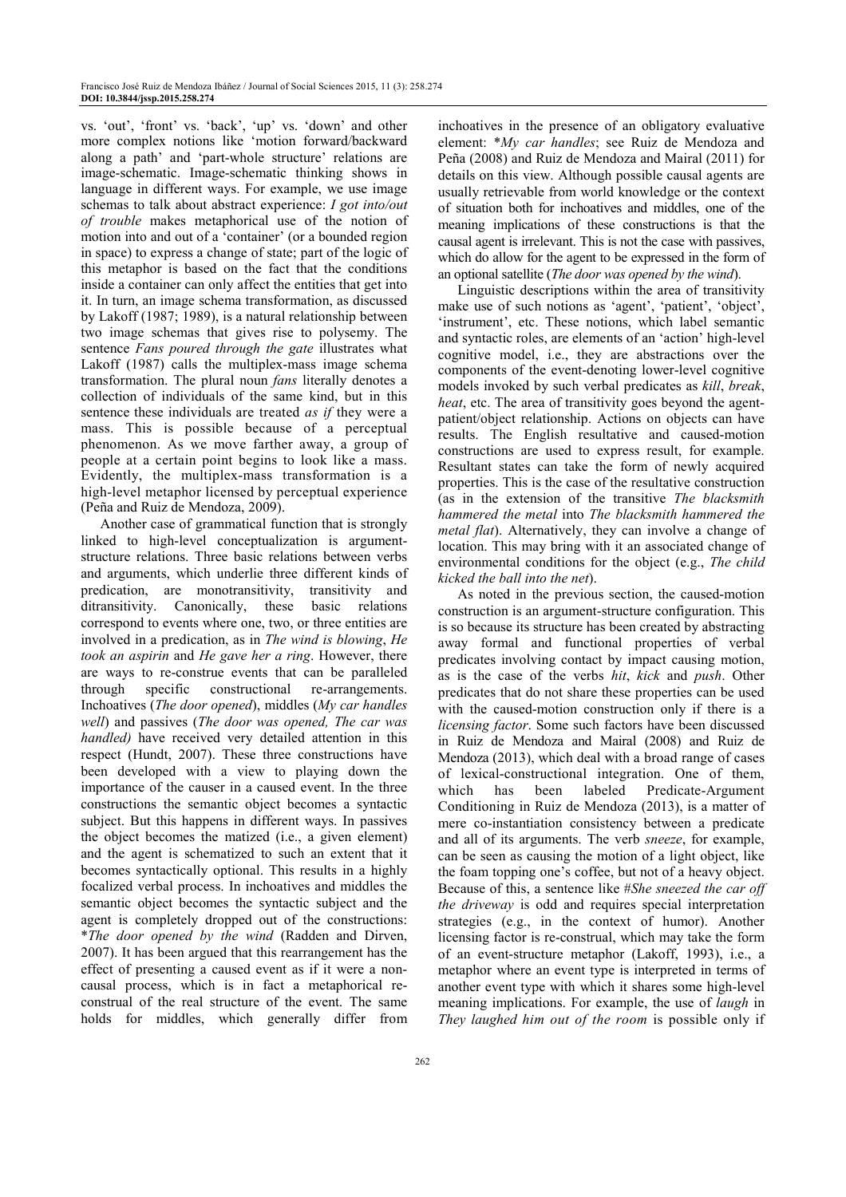vs. 'out', 'front' vs. 'back', 'up' vs. 'down' and other more complex notions like 'motion forward/backward along a path' and 'part-whole structure' relations are image-schematic. Image-schematic thinking shows in language in different ways. For example, we use image schemas to talk about abstract experience: *I got into/out of trouble* makes metaphorical use of the notion of motion into and out of a 'container' (or a bounded region in space) to express a change of state; part of the logic of this metaphor is based on the fact that the conditions inside a container can only affect the entities that get into it. In turn, an image schema transformation, as discussed by Lakoff (1987; 1989), is a natural relationship between two image schemas that gives rise to polysemy. The sentence *Fans poured through the gate* illustrates what Lakoff (1987) calls the multiplex-mass image schema transformation. The plural noun *fans* literally denotes a collection of individuals of the same kind, but in this sentence these individuals are treated *as if* they were a mass. This is possible because of a perceptual phenomenon. As we move farther away, a group of people at a certain point begins to look like a mass. Evidently, the multiplex-mass transformation is a high-level metaphor licensed by perceptual experience (Peña and Ruiz de Mendoza, 2009).

Another case of grammatical function that is strongly linked to high-level conceptualization is argument-structure relations. Three basic relations between verbs and arguments, which underlie three different kinds of predication, are monotransitivity, transitivity and ditransitivity. Canonically, these basic relations correspond to events where one, two, or three entities are involved in a predication, as in *The wind is blowing*, *He took an aspirin* and *He gave her a ring*. However, there are ways to re-construe events that can be paralleled through specific constructional re-arrangements. Inchoatives (*The door opened*), middles (*My car handles well*) and passives (*The door was opened, The car was handled)* have received very detailed attention in this respect (Hundt, 2007). These three constructions have been developed with a view to playing down the importance of the causer in a caused event. In the three constructions the semantic object becomes a syntactic subject. But this happens in different ways. In passives the object becomes the matized (i.e., a given element) and the agent is schematized to such an extent that it becomes syntactically optional. This results in a highly focalized verbal process. In inchoatives and middles the semantic object becomes the syntactic subject and the agent is completely dropped out of the constructions: \**The door opened by the wind* (Radden and Dirven, 2007). It has been argued that this rearrangement has the effect of presenting a caused event as if it were a non-causal process, which is in fact a metaphorical re-construal of the real structure of the event. The same holds for middles, which generally differ from inchoatives in the presence of an obligatory evaluative element: \**My car handles*; see Ruiz de Mendoza and Peña (2008) and Ruiz de Mendoza and Mairal (2011) for details on this view. Although possible causal agents are usually retrievable from world knowledge or the context of situation both for inchoatives and middles, one of the meaning implications of these constructions is that the causal agent is irrelevant. This is not the case with passives, which do allow for the agent to be expressed in the form of an optional satellite (*The door was opened by the wind*).

Linguistic descriptions within the area of transitivity make use of such notions as 'agent', 'patient', 'object', 'instrument', etc. These notions, which label semantic and syntactic roles, are elements of an 'action' high-level cognitive model, i.e., they are abstractions over the components of the event-denoting lower-level cognitive models invoked by such verbal predicates as *kill*, *break*, *heat*, etc. The area of transitivity goes beyond the agent-patient/object relationship. Actions on objects can have results. The English resultative and caused-motion constructions are used to express result, for example. Resultant states can take the form of newly acquired properties. This is the case of the resultative construction (as in the extension of the transitive *The blacksmith hammered the metal* into *The blacksmith hammered the metal flat*). Alternatively, they can involve a change of location. This may bring with it an associated change of environmental conditions for the object (e.g., *The child kicked the ball into the net*).

As noted in the previous section, the caused-motion construction is an argument-structure configuration. This is so because its structure has been created by abstracting away formal and functional properties of verbal predicates involving contact by impact causing motion, as is the case of the verbs *hit*, *kick* and *push*. Other predicates that do not share these properties can be used with the caused-motion construction only if there is a *licensing factor*. Some such factors have been discussed in Ruiz de Mendoza and Mairal (2008) and Ruiz de Mendoza (2013), which deal with a broad range of cases of lexical-constructional integration. One of them, which has been labeled Predicate-Argument Conditioning in Ruiz de Mendoza (2013), is a matter of mere co-instantiation consistency between a predicate and all of its arguments. The verb *sneeze*, for example, can be seen as causing the motion of a light object, like the foam topping one's coffee, but not of a heavy object. Because of this, a sentence like #*She sneezed the car off the driveway* is odd and requires special interpretation strategies (e.g., in the context of humor). Another licensing factor is re-construal, which may take the form of an event-structure metaphor (Lakoff, 1993), i.e., a metaphor where an event type is interpreted in terms of another event type with which it shares some high-level meaning implications. For example, the use of *laugh* in *They laughed him out of the room* is possible only if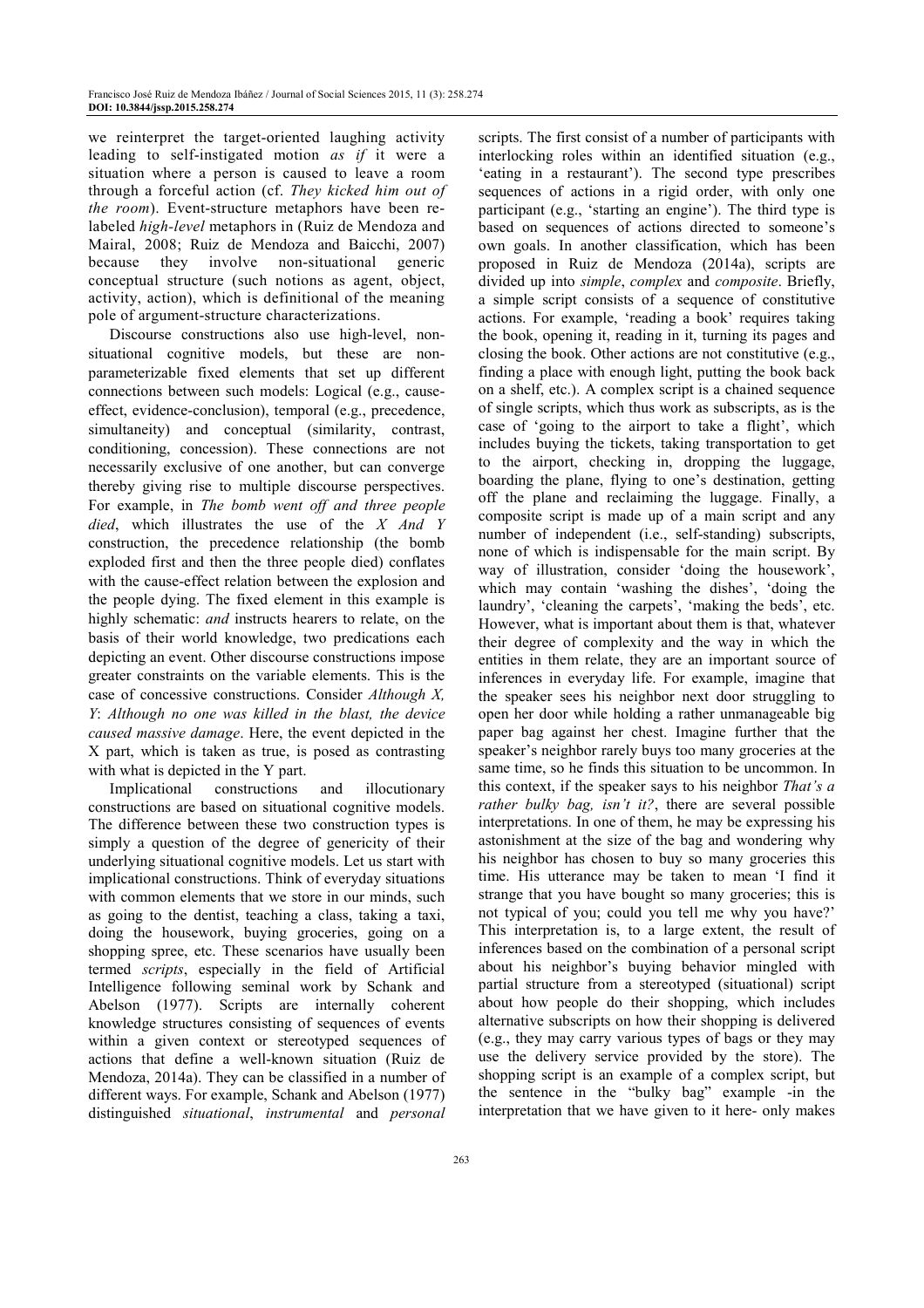we reinterpret the target-oriented laughing activity leading to self-instigated motion *as if* it were a situation where a person is caused to leave a room through a forceful action (cf. *They kicked him out of the room*). Event-structure metaphors have been re-labeled *high-level* metaphors in (Ruiz de Mendoza and Mairal, 2008; Ruiz de Mendoza and Baicchi, 2007) because they involve non-situational generic conceptual structure (such notions as agent, object, activity, action), which is definitional of the meaning pole of argument-structure characterizations.

Discourse constructions also use high-level, non-situational cognitive models, but these are non-parameterizable fixed elements that set up different connections between such models: Logical (e.g., cause-effect, evidence-conclusion), temporal (e.g., precedence, simultaneity) and conceptual (similarity, contrast, conditioning, concession). These connections are not necessarily exclusive of one another, but can converge thereby giving rise to multiple discourse perspectives. For example, in *The bomb went off and three people died*, which illustrates the use of the *X And Y* construction, the precedence relationship (the bomb exploded first and then the three people died) conflates with the cause-effect relation between the explosion and the people dying. The fixed element in this example is highly schematic: *and* instructs hearers to relate, on the basis of their world knowledge, two predications each depicting an event. Other discourse constructions impose greater constraints on the variable elements. This is the case of concessive constructions. Consider *Although X, Y*: *Although no one was killed in the blast, the device caused massive damage*. Here, the event depicted in the X part, which is taken as true, is posed as contrasting with what is depicted in the Y part.

Implicational constructions and illocutionary constructions are based on situational cognitive models. The difference between these two construction types is simply a question of the degree of genericity of their underlying situational cognitive models. Let us start with implicational constructions. Think of everyday situations with common elements that we store in our minds, such as going to the dentist, teaching a class, taking a taxi, doing the housework, buying groceries, going on a shopping spree, etc. These scenarios have usually been termed *scripts*, especially in the field of Artificial Intelligence following seminal work by Schank and Abelson (1977). Scripts are internally coherent knowledge structures consisting of sequences of events within a given context or stereotyped sequences of actions that define a well-known situation (Ruiz de Mendoza, 2014a). They can be classified in a number of different ways. For example, Schank and Abelson (1977) distinguished *situational*, *instrumental* and *personal* scripts. The first consist of a number of participants with interlocking roles within an identified situation (e.g., 'eating in a restaurant'). The second type prescribes sequences of actions in a rigid order, with only one participant (e.g., 'starting an engine'). The third type is based on sequences of actions directed to someone's own goals. In another classification, which has been proposed in Ruiz de Mendoza (2014a), scripts are divided up into *simple*, *complex* and *composite*. Briefly, a simple script consists of a sequence of constitutive actions. For example, 'reading a book' requires taking the book, opening it, reading in it, turning its pages and closing the book. Other actions are not constitutive (e.g., finding a place with enough light, putting the book back on a shelf, etc.). A complex script is a chained sequence of single scripts, which thus work as subscripts, as is the case of 'going to the airport to take a flight', which includes buying the tickets, taking transportation to get to the airport, checking in, dropping the luggage, boarding the plane, flying to one's destination, getting off the plane and reclaiming the luggage. Finally, a composite script is made up of a main script and any number of independent (i.e., self-standing) subscripts, none of which is indispensable for the main script. By way of illustration, consider 'doing the housework', which may contain 'washing the dishes', 'doing the laundry', 'cleaning the carpets', 'making the beds', etc. However, what is important about them is that, whatever their degree of complexity and the way in which the entities in them relate, they are an important source of inferences in everyday life. For example, imagine that the speaker sees his neighbor next door struggling to open her door while holding a rather unmanageable big paper bag against her chest. Imagine further that the speaker's neighbor rarely buys too many groceries at the same time, so he finds this situation to be uncommon. In this context, if the speaker says to his neighbor *That's a rather bulky bag, isn't it?*, there are several possible interpretations. In one of them, he may be expressing his astonishment at the size of the bag and wondering why his neighbor has chosen to buy so many groceries this time. His utterance may be taken to mean 'I find it strange that you have bought so many groceries; this is not typical of you; could you tell me why you have?' This interpretation is, to a large extent, the result of inferences based on the combination of a personal script about his neighbor's buying behavior mingled with partial structure from a stereotyped (situational) script about how people do their shopping, which includes alternative subscripts on how their shopping is delivered (e.g., they may carry various types of bags or they may use the delivery service provided by the store). The shopping script is an example of a complex script, but the sentence in the "bulky bag" example -in the interpretation that we have given to it here- only makes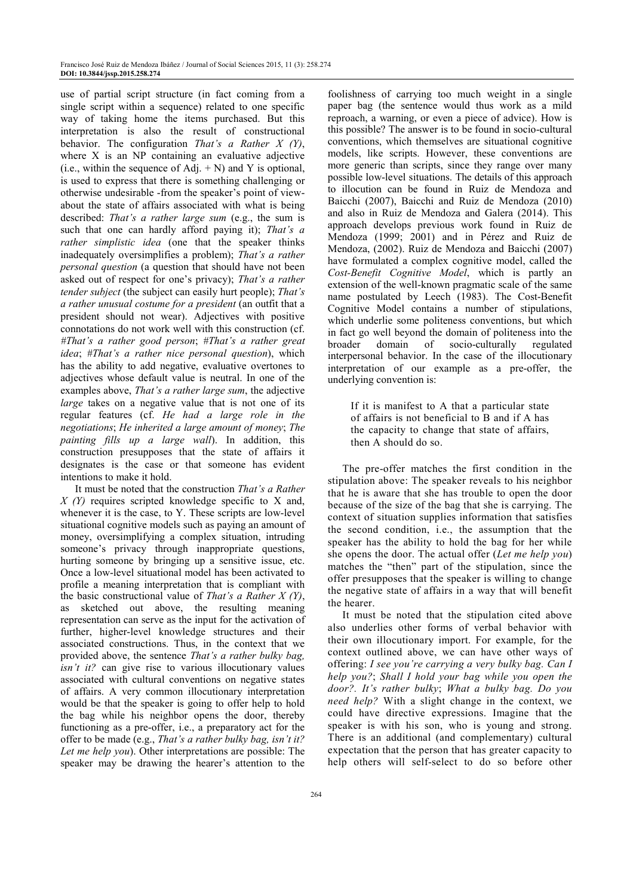use of partial script structure (in fact coming from a single script within a sequence) related to one specific way of taking home the items purchased. But this interpretation is also the result of constructional behavior. The configuration *That's a Rather X (Y)*, where X is an NP containing an evaluative adjective (i.e., within the sequence of Adj. + N) and Y is optional, is used to express that there is something challenging or otherwise undesirable -from the speaker's point of view-about the state of affairs associated with what is being described: *That's a rather large sum* (e.g., the sum is such that one can hardly afford paying it); *That's a rather simplistic idea* (one that the speaker thinks inadequately oversimplifies a problem); *That's a rather personal question* (a question that should have not been asked out of respect for one's privacy); *That's a rather tender subject* (the subject can easily hurt people); *That's a rather unusual costume for a president* (an outfit that a president should not wear). Adjectives with positive connotations do not work well with this construction (cf. *#That's a rather good person*; *#That's a rather great idea*; *#That's a rather nice personal question*), which has the ability to add negative, evaluative overtones to adjectives whose default value is neutral. In one of the examples above, *That's a rather large sum*, the adjective *large* takes on a negative value that is not one of its regular features (cf. *He had a large role in the negotiations*; *He inherited a large amount of money*; *The painting fills up a large wall*). In addition, this construction presupposes that the state of affairs it designates is the case or that someone has evident intentions to make it hold.

It must be noted that the construction *That's a Rather X (Y)* requires scripted knowledge specific to X and, whenever it is the case, to Y. These scripts are low-level situational cognitive models such as paying an amount of money, oversimplifying a complex situation, intruding someone's privacy through inappropriate questions, hurting someone by bringing up a sensitive issue, etc. Once a low-level situational model has been activated to profile a meaning interpretation that is compliant with the basic constructional value of *That's a Rather X (Y)*, as sketched out above, the resulting meaning representation can serve as the input for the activation of further, higher-level knowledge structures and their associated constructions. Thus, in the context that we provided above, the sentence *That's a rather bulky bag, isn't it?* can give rise to various illocutionary values associated with cultural conventions on negative states of affairs. A very common illocutionary interpretation would be that the speaker is going to offer help to hold the bag while his neighbor opens the door, thereby functioning as a pre-offer, i.e., a preparatory act for the offer to be made (e.g., *That's a rather bulky bag, isn't it? Let me help you*). Other interpretations are possible: The speaker may be drawing the hearer's attention to the foolishness of carrying too much weight in a single paper bag (the sentence would thus work as a mild reproach, a warning, or even a piece of advice). How is this possible? The answer is to be found in socio-cultural conventions, which themselves are situational cognitive models, like scripts. However, these conventions are more generic than scripts, since they range over many possible low-level situations. The details of this approach to illocution can be found in Ruiz de Mendoza and Baicchi (2007), Baicchi and Ruiz de Mendoza (2010) and also in Ruiz de Mendoza and Galera (2014). This approach develops previous work found in Ruiz de Mendoza (1999; 2001) and in Pérez and Ruiz de Mendoza, (2002). Ruiz de Mendoza and Baicchi (2007) have formulated a complex cognitive model, called the *Cost-Benefit Cognitive Model*, which is partly an extension of the well-known pragmatic scale of the same name postulated by Leech (1983). The Cost-Benefit Cognitive Model contains a number of stipulations, which underlie some politeness conventions, but which in fact go well beyond the domain of politeness into the broader domain of socio-culturally regulated interpersonal behavior. In the case of the illocutionary interpretation of our example as a pre-offer, the underlying convention is:

> If it is manifest to A that a particular state of affairs is not beneficial to B and if A has the capacity to change that state of affairs, then A should do so.

The pre-offer matches the first condition in the stipulation above: The speaker reveals to his neighbor that he is aware that she has trouble to open the door because of the size of the bag that she is carrying. The context of situation supplies information that satisfies the second condition, i.e., the assumption that the speaker has the ability to hold the bag for her while she opens the door. The actual offer (*Let me help you*) matches the "then" part of the stipulation, since the offer presupposes that the speaker is willing to change the negative state of affairs in a way that will benefit the hearer.

It must be noted that the stipulation cited above also underlies other forms of verbal behavior with their own illocutionary import. For example, for the context outlined above, we can have other ways of offering: *I see you're carrying a very bulky bag. Can I help you?*; *Shall I hold your bag while you open the door?. It's rather bulky*; *What a bulky bag. Do you need help?* With a slight change in the context, we could have directive expressions. Imagine that the speaker is with his son, who is young and strong. There is an additional (and complementary) cultural expectation that the person that has greater capacity to help others will self-select to do so before other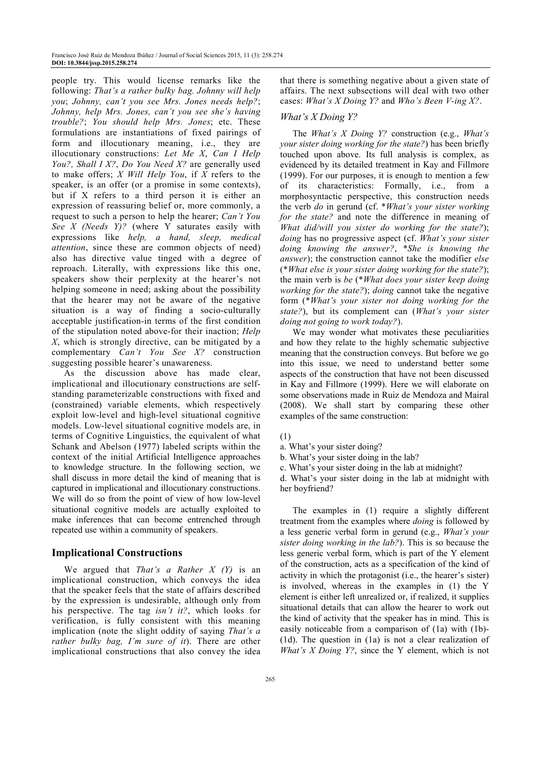people try. This would license remarks like the following: *That's a rather bulky bag. Johnny will help you*; *Johnny, can't you see Mrs. Jones needs help?*; *Johnny, help Mrs. Jones, can't you see she's having trouble?*; *You should help Mrs. Jones*; etc. These formulations are instantiations of fixed pairings of form and illocutionary meaning, i.e., they are illocutionary constructions: *Let Me X*, *Can I Help You?, Shall I X?*, *Do You Need X?* are generally used to make offers; *X Will Help You*, if *X* refers to the speaker, is an offer (or a promise in some contexts), but if X refers to a third person it is either an expression of reassuring belief or, more commonly, a request to such a person to help the hearer; *Can't You See X (Needs Y)?* (where Y saturates easily with expressions like *help, a hand, sleep, medical attention*, since these are common objects of need) also has directive value tinged with a degree of reproach. Literally, with expressions like this one, speakers show their perplexity at the hearer's not helping someone in need; asking about the possibility that the hearer may not be aware of the negative situation is a way of finding a socio-culturally acceptable justification-in terms of the first condition of the stipulation noted above-for their inaction; *Help X*, which is strongly directive, can be mitigated by a complementary *Can't You See X?* construction suggesting possible hearer's unawareness.

As the discussion above has made clear, implicational and illocutionary constructions are self-standing parameterizable constructions with fixed and (constrained) variable elements, which respectively exploit low-level and high-level situational cognitive models. Low-level situational cognitive models are, in terms of Cognitive Linguistics, the equivalent of what Schank and Abelson (1977) labeled scripts within the context of the initial Artificial Intelligence approaches to knowledge structure. In the following section, we shall discuss in more detail the kind of meaning that is captured in implicational and illocutionary constructions. We will do so from the point of view of how low-level situational cognitive models are actually exploited to make inferences that can become entrenched through repeated use within a community of speakers.

## Implicational Constructions

We argued that *That's a Rather X (Y)* is an implicational construction, which conveys the idea that the speaker feels that the state of affairs described by the expression is undesirable, although only from his perspective. The tag *isn't it?*, which looks for verification, is fully consistent with this meaning implication (note the slight oddity of saying *That's a rather bulky bag, I'm sure of it*). There are other implicational constructions that also convey the idea that there is something negative about a given state of affairs. The next subsections will deal with two other cases: *What's X Doing Y?* and *Who's Been V-ing X?*.

### *What's X Doing Y?*

The *What's X Doing Y?* construction (e.g., *What's your sister doing working for the state?*) has been briefly touched upon above. Its full analysis is complex, as evidenced by its detailed treatment in Kay and Fillmore (1999). For our purposes, it is enough to mention a few of its characteristics: Formally, i.e., from a morphosyntactic perspective, this construction needs the verb *do* in gerund (cf. \**What's your sister working for the state?* and note the difference in meaning of *What did/will you sister do working for the state?*); *doing* has no progressive aspect (cf. *What's your sister doing knowing the answer?*, \**She is knowing the answer*); the construction cannot take the modifier *else* (\**What else is your sister doing working for the state?*); the main verb is *be* (\**What does your sister keep doing working for the state?*); *doing* cannot take the negative form (\**What's your sister not doing working for the state?*), but its complement can (*What's your sister doing not going to work today?*).

We may wonder what motivates these peculiarities and how they relate to the highly schematic subjective meaning that the construction conveys. But before we go into this issue, we need to understand better some aspects of the construction that have not been discussed in Kay and Fillmore (1999). Here we will elaborate on some observations made in Ruiz de Mendoza and Mairal (2008). We shall start by comparing these other examples of the same construction:

(1)

a. What's your sister doing?

b. What's your sister doing in the lab?

c. What's your sister doing in the lab at midnight?

d. What's your sister doing in the lab at midnight with her boyfriend?

The examples in (1) require a slightly different treatment from the examples where *doing* is followed by a less generic verbal form in gerund (e.g., *What's your sister doing working in the lab?*). This is so because the less generic verbal form, which is part of the Y element of the construction, acts as a specification of the kind of activity in which the protagonist (i.e., the hearer's sister) is involved, whereas in the examples in (1) the Y element is either left unrealized or, if realized, it supplies situational details that can allow the hearer to work out the kind of activity that the speaker has in mind. This is easily noticeable from a comparison of (1a) with (1b)-(1d). The question in (1a) is not a clear realization of *What's X Doing Y?*, since the Y element, which is not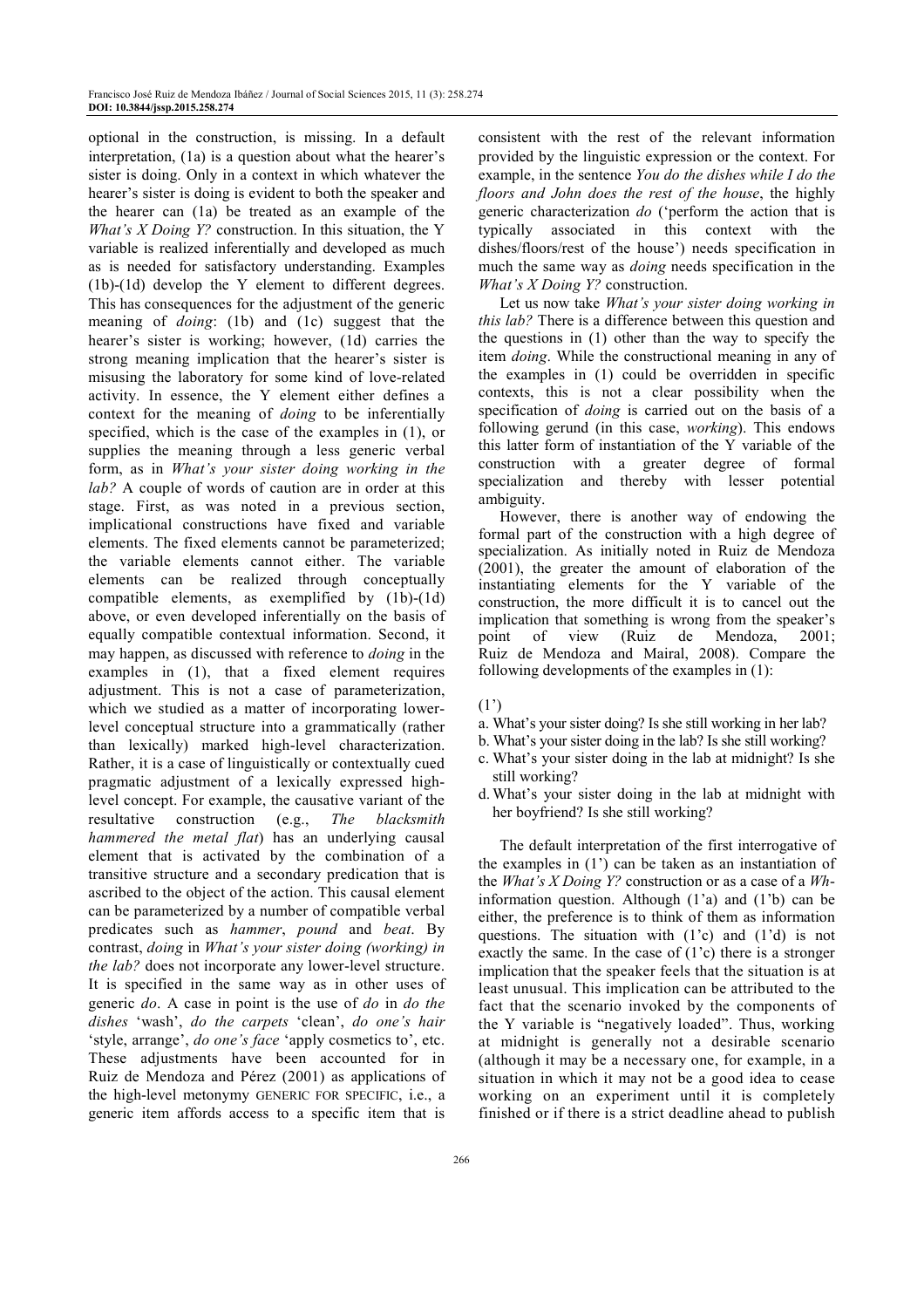optional in the construction, is missing. In a default interpretation, (1a) is a question about what the hearer's sister is doing. Only in a context in which whatever the hearer's sister is doing is evident to both the speaker and the hearer can (1a) be treated as an example of the *What's X Doing Y?* construction. In this situation, the Y variable is realized inferentially and developed as much as is needed for satisfactory understanding. Examples (1b)-(1d) develop the Y element to different degrees. This has consequences for the adjustment of the generic meaning of *doing*: (1b) and (1c) suggest that the hearer's sister is working; however, (1d) carries the strong meaning implication that the hearer's sister is misusing the laboratory for some kind of love-related activity. In essence, the Y element either defines a context for the meaning of *doing* to be inferentially specified, which is the case of the examples in (1), or supplies the meaning through a less generic verbal form, as in *What's your sister doing working in the lab?* A couple of words of caution are in order at this stage. First, as was noted in a previous section, implicational constructions have fixed and variable elements. The fixed elements cannot be parameterized; the variable elements cannot either. The variable elements can be realized through conceptually compatible elements, as exemplified by (1b)-(1d) above, or even developed inferentially on the basis of equally compatible contextual information. Second, it may happen, as discussed with reference to *doing* in the examples in (1), that a fixed element requires adjustment. This is not a case of parameterization, which we studied as a matter of incorporating lower-level conceptual structure into a grammatically (rather than lexically) marked high-level characterization. Rather, it is a case of linguistically or contextually cued pragmatic adjustment of a lexically expressed high-level concept. For example, the causative variant of the resultative construction (e.g., *The blacksmith hammered the metal flat*) has an underlying causal element that is activated by the combination of a transitive structure and a secondary predication that is ascribed to the object of the action. This causal element can be parameterized by a number of compatible verbal predicates such as *hammer*, *pound* and *beat*. By contrast, *doing* in *What's your sister doing (working) in the lab?* does not incorporate any lower-level structure. It is specified in the same way as in other uses of generic *do*. A case in point is the use of *do* in *do the dishes* 'wash', *do the carpets* 'clean', *do one's hair* 'style, arrange', *do one's face* 'apply cosmetics to', etc. These adjustments have been accounted for in Ruiz de Mendoza and Pérez (2001) as applications of the high-level metonymy GENERIC FOR SPECIFIC, i.e., a generic item affords access to a specific item that is consistent with the rest of the relevant information provided by the linguistic expression or the context. For example, in the sentence *You do the dishes while I do the floors and John does the rest of the house*, the highly generic characterization *do* ('perform the action that is typically associated in this context with the dishes/floors/rest of the house') needs specification in much the same way as *doing* needs specification in the *What's X Doing Y?* construction.

Let us now take *What's your sister doing working in this lab?* There is a difference between this question and the questions in (1) other than the way to specify the item *doing*. While the constructional meaning in any of the examples in (1) could be overridden in specific contexts, this is not a clear possibility when the specification of *doing* is carried out on the basis of a following gerund (in this case, *working*). This endows this latter form of instantiation of the Y variable of the construction with a greater degree of formal specialization and thereby with lesser potential ambiguity.

However, there is another way of endowing the formal part of the construction with a high degree of specialization. As initially noted in Ruiz de Mendoza (2001), the greater the amount of elaboration of the instantiating elements for the Y variable of the construction, the more difficult it is to cancel out the implication that something is wrong from the speaker's point of view (Ruiz de Mendoza, 2001; Ruiz de Mendoza and Mairal, 2008). Compare the following developments of the examples in (1):

(1')

a. What's your sister doing? Is she still working in her lab?
b. What's your sister doing in the lab? Is she still working?
c. What's your sister doing in the lab at midnight? Is she still working?
d. What's your sister doing in the lab at midnight with her boyfriend? Is she still working?

The default interpretation of the first interrogative of the examples in (1') can be taken as an instantiation of the *What's X Doing Y?* construction or as a case of a *Wh*-information question. Although (1'a) and (1'b) can be either, the preference is to think of them as information questions. The situation with (1'c) and (1'd) is not exactly the same. In the case of (1'c) there is a stronger implication that the speaker feels that the situation is at least unusual. This implication can be attributed to the fact that the scenario invoked by the components of the Y variable is "negatively loaded". Thus, working at midnight is generally not a desirable scenario (although it may be a necessary one, for example, in a situation in which it may not be a good idea to cease working on an experiment until it is completely finished or if there is a strict deadline ahead to publish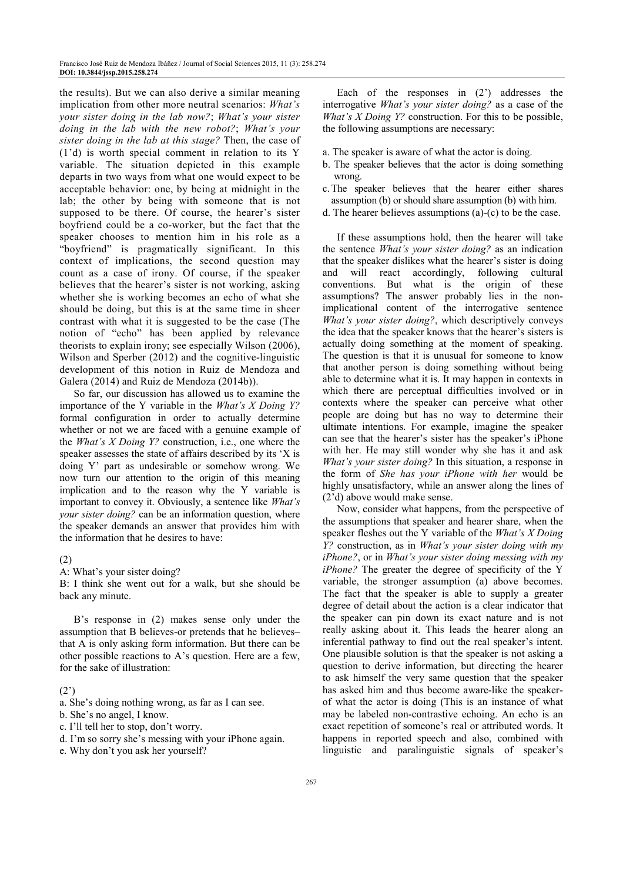the results). But we can also derive a similar meaning implication from other more neutral scenarios: *What's your sister doing in the lab now?*; *What's your sister doing in the lab with the new robot?*; *What's your sister doing in the lab at this stage?* Then, the case of (1'd) is worth special comment in relation to its Y variable. The situation depicted in this example departs in two ways from what one would expect to be acceptable behavior: one, by being at midnight in the lab; the other by being with someone that is not supposed to be there. Of course, the hearer's sister boyfriend could be a co-worker, but the fact that the speaker chooses to mention him in his role as a "boyfriend" is pragmatically significant. In this context of implications, the second question may count as a case of irony. Of course, if the speaker believes that the hearer's sister is not working, asking whether she is working becomes an echo of what she should be doing, but this is at the same time in sheer contrast with what it is suggested to be the case (The notion of "echo" has been applied by relevance theorists to explain irony; see especially Wilson (2006), Wilson and Sperber (2012) and the cognitive-linguistic development of this notion in Ruiz de Mendoza and Galera (2014) and Ruiz de Mendoza (2014b)).

So far, our discussion has allowed us to examine the importance of the Y variable in the *What's X Doing Y?* formal configuration in order to actually determine whether or not we are faced with a genuine example of the *What's X Doing Y?* construction, i.e., one where the speaker assesses the state of affairs described by its 'X is doing Y' part as undesirable or somehow wrong. We now turn our attention to the origin of this meaning implication and to the reason why the Y variable is important to convey it. Obviously, a sentence like *What's your sister doing?* can be an information question, where the speaker demands an answer that provides him with the information that he desires to have:

(2)

A: What's your sister doing?

B: I think she went out for a walk, but she should be back any minute.

B's response in (2) makes sense only under the assumption that B believes-or pretends that he believes– that A is only asking form information. But there can be other possible reactions to A's question. Here are a few, for the sake of illustration:

(2')

a. She's doing nothing wrong, as far as I can see.
b. She's no angel, I know.
c. I'll tell her to stop, don't worry.
d. I'm so sorry she's messing with your iPhone again.
e. Why don't you ask her yourself?

Each of the responses in (2') addresses the interrogative *What's your sister doing?* as a case of the *What's X Doing Y?* construction. For this to be possible, the following assumptions are necessary:

a. The speaker is aware of what the actor is doing.
b. The speaker believes that the actor is doing something wrong.
c. The speaker believes that the hearer either shares assumption (b) or should share assumption (b) with him.
d. The hearer believes assumptions (a)-(c) to be the case.

If these assumptions hold, then the hearer will take the sentence *What's your sister doing?* as an indication that the speaker dislikes what the hearer's sister is doing and will react accordingly, following cultural conventions. But what is the origin of these assumptions? The answer probably lies in the non-implicational content of the interrogative sentence *What's your sister doing?*, which descriptively conveys the idea that the speaker knows that the hearer's sisters is actually doing something at the moment of speaking. The question is that it is unusual for someone to know that another person is doing something without being able to determine what it is. It may happen in contexts in which there are perceptual difficulties involved or in contexts where the speaker can perceive what other people are doing but has no way to determine their ultimate intentions. For example, imagine the speaker can see that the hearer's sister has the speaker's iPhone with her. He may still wonder why she has it and ask *What's your sister doing?* In this situation, a response in the form of *She has your iPhone with her* would be highly unsatisfactory, while an answer along the lines of (2'd) above would make sense.

Now, consider what happens, from the perspective of the assumptions that speaker and hearer share, when the speaker fleshes out the Y variable of the *What's X Doing Y?* construction, as in *What's your sister doing with my iPhone?*, or in *What's your sister doing messing with my iPhone?* The greater the degree of specificity of the Y variable, the stronger assumption (a) above becomes. The fact that the speaker is able to supply a greater degree of detail about the action is a clear indicator that the speaker can pin down its exact nature and is not really asking about it. This leads the hearer along an inferential pathway to find out the real speaker's intent. One plausible solution is that the speaker is not asking a question to derive information, but directing the hearer to ask himself the very same question that the speaker has asked him and thus become aware-like the speaker-of what the actor is doing (This is an instance of what may be labeled non-contrastive echoing. An echo is an exact repetition of someone's real or attributed words. It happens in reported speech and also, combined with linguistic and paralinguistic signals of speaker's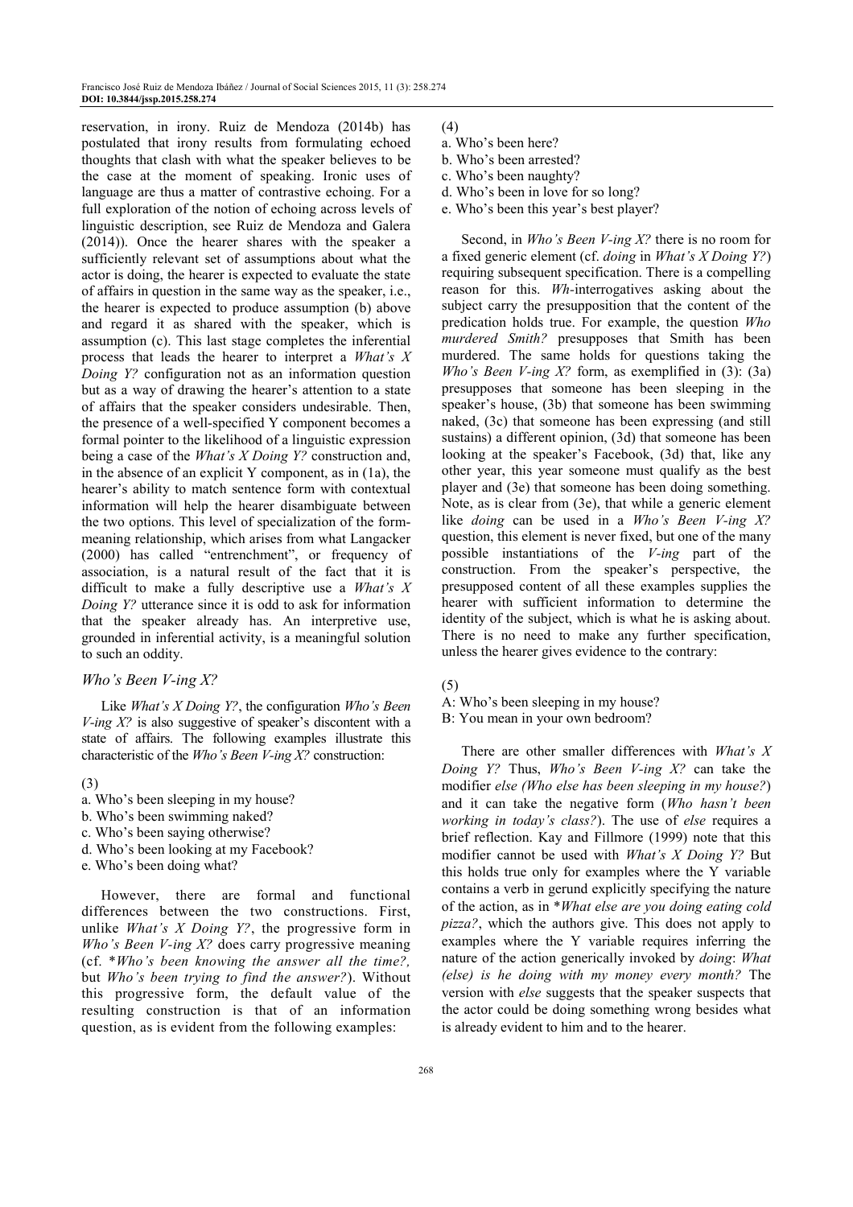reservation, in irony. Ruiz de Mendoza (2014b) has postulated that irony results from formulating echoed thoughts that clash with what the speaker believes to be the case at the moment of speaking. Ironic uses of language are thus a matter of contrastive echoing. For a full exploration of the notion of echoing across levels of linguistic description, see Ruiz de Mendoza and Galera (2014)). Once the hearer shares with the speaker a sufficiently relevant set of assumptions about what the actor is doing, the hearer is expected to evaluate the state of affairs in question in the same way as the speaker, i.e., the hearer is expected to produce assumption (b) above and regard it as shared with the speaker, which is assumption (c). This last stage completes the inferential process that leads the hearer to interpret a *What's X Doing Y?* configuration not as an information question but as a way of drawing the hearer's attention to a state of affairs that the speaker considers undesirable. Then, the presence of a well-specified Y component becomes a formal pointer to the likelihood of a linguistic expression being a case of the *What's X Doing Y?* construction and, in the absence of an explicit Y component, as in (1a), the hearer's ability to match sentence form with contextual information will help the hearer disambiguate between the two options. This level of specialization of the form-meaning relationship, which arises from what Langacker (2000) has called "entrenchment", or frequency of association, is a natural result of the fact that it is difficult to make a fully descriptive use a *What's X Doing Y?* utterance since it is odd to ask for information that the speaker already has. An interpretive use, grounded in inferential activity, is a meaningful solution to such an oddity.

### *Who's Been V-ing X?*

Like *What's X Doing Y?*, the configuration *Who's Been V-ing X?* is also suggestive of speaker's discontent with a state of affairs. The following examples illustrate this characteristic of the *Who's Been V-ing X?* construction:

(3)
a. Who's been sleeping in my house?
b. Who's been swimming naked?
c. Who's been saying otherwise?
d. Who's been looking at my Facebook?
e. Who's been doing what?

However, there are formal and functional differences between the two constructions. First, unlike *What's X Doing Y?*, the progressive form in *Who's Been V-ing X?* does carry progressive meaning (cf. \**Who's been knowing the answer all the time?,* but *Who's been trying to find the answer?*). Without this progressive form, the default value of the resulting construction is that of an information question, as is evident from the following examples:

(4)
a. Who's been here?
b. Who's been arrested?
c. Who's been naughty?
d. Who's been in love for so long?
e. Who's been this year's best player?

Second, in *Who's Been V-ing X?* there is no room for a fixed generic element (cf. *doing* in *What's X Doing Y?*) requiring subsequent specification. There is a compelling reason for this. *Wh*-interrogatives asking about the subject carry the presupposition that the content of the predication holds true. For example, the question *Who murdered Smith?* presupposes that Smith has been murdered. The same holds for questions taking the *Who's Been V-ing X?* form, as exemplified in (3): (3a) presupposes that someone has been sleeping in the speaker's house, (3b) that someone has been swimming naked, (3c) that someone has been expressing (and still sustains) a different opinion, (3d) that someone has been looking at the speaker's Facebook, (3d) that, like any other year, this year someone must qualify as the best player and (3e) that someone has been doing something. Note, as is clear from (3e), that while a generic element like *doing* can be used in a *Who's Been V-ing X?* question, this element is never fixed, but one of the many possible instantiations of the *V-ing* part of the construction. From the speaker's perspective, the presupposed content of all these examples supplies the hearer with sufficient information to determine the identity of the subject, which is what he is asking about. There is no need to make any further specification, unless the hearer gives evidence to the contrary:

(5)
A: Who's been sleeping in my house?
B: You mean in your own bedroom?

There are other smaller differences with *What's X Doing Y?* Thus, *Who's Been V-ing X?* can take the modifier *else (Who else has been sleeping in my house?*) and it can take the negative form (*Who hasn't been working in today's class?*). The use of *else* requires a brief reflection. Kay and Fillmore (1999) note that this modifier cannot be used with *What's X Doing Y?* But this holds true only for examples where the Y variable contains a verb in gerund explicitly specifying the nature of the action, as in \**What else are you doing eating cold pizza?*, which the authors give. This does not apply to examples where the Y variable requires inferring the nature of the action generically invoked by *doing*: *What (else) is he doing with my money every month?* The version with *else* suggests that the speaker suspects that the actor could be doing something wrong besides what is already evident to him and to the hearer.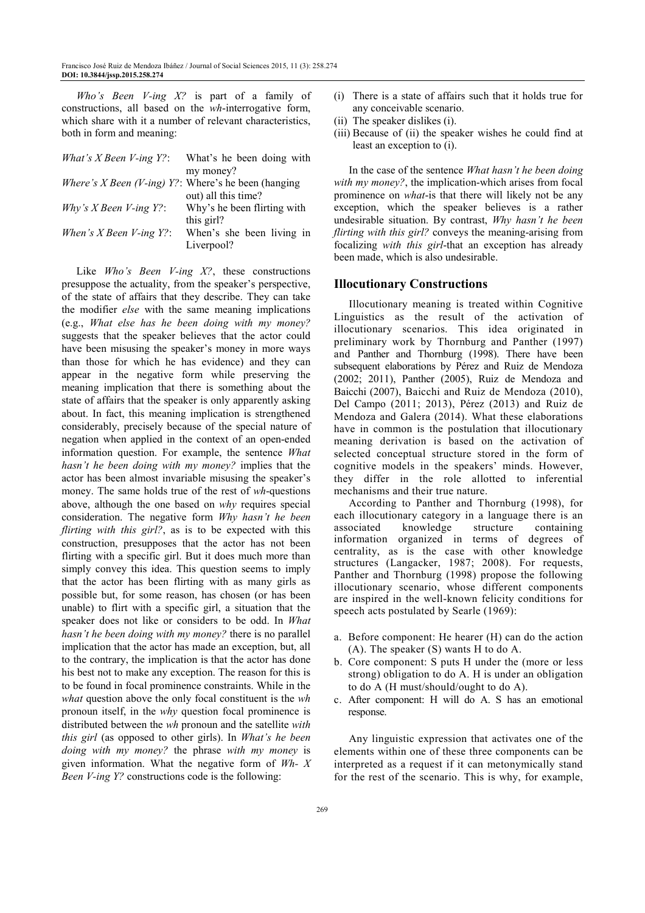*Who's Been V-ing X?* is part of a family of constructions, all based on the *wh*-interrogative form, which share with it a number of relevant characteristics, both in form and meaning:

| | |
|---|---|
| *What's X Been V-ing Y?*: | What's he been doing with my money? |
| *Where's X Been (V-ing) Y?*: | Where's he been (hanging out) all this time? |
| *Why's X Been V-ing Y?*: | Why's he been flirting with this girl? |
| *When's X Been V-ing Y?*: | When's she been living in Liverpool? |

Like *Who's Been V-ing X?*, these constructions presuppose the actuality, from the speaker's perspective, of the state of affairs that they describe. They can take the modifier *else* with the same meaning implications (e.g., *What else has he been doing with my money?* suggests that the speaker believes that the actor could have been misusing the speaker's money in more ways than those for which he has evidence) and they can appear in the negative form while preserving the meaning implication that there is something about the state of affairs that the speaker is only apparently asking about. In fact, this meaning implication is strengthened considerably, precisely because of the special nature of negation when applied in the context of an open-ended information question. For example, the sentence *What hasn't he been doing with my money?* implies that the actor has been almost invariable misusing the speaker's money. The same holds true of the rest of *wh*-questions above, although the one based on *why* requires special consideration. The negative form *Why hasn't he been flirting with this girl?*, as is to be expected with this construction, presupposes that the actor has not been flirting with a specific girl. But it does much more than simply convey this idea. This question seems to imply that the actor has been flirting with as many girls as possible but, for some reason, has chosen (or has been unable) to flirt with a specific girl, a situation that the speaker does not like or considers to be odd. In *What hasn't he been doing with my money?* there is no parallel implication that the actor has made an exception, but, all to the contrary, the implication is that the actor has done his best not to make any exception. The reason for this is to be found in focal prominence constraints. While in the *what* question above the only focal constituent is the *wh* pronoun itself, in the *why* question focal prominence is distributed between the *wh* pronoun and the satellite *with this girl* (as opposed to other girls). In *What's he been doing with my money?* the phrase *with my money* is given information. What the negative form of *Wh- X Been V-ing Y?* constructions code is the following:

(i) There is a state of affairs such that it holds true for any conceivable scenario.
(ii) The speaker dislikes (i).
(iii) Because of (ii) the speaker wishes he could find at least an exception to (i).

In the case of the sentence *What hasn't he been doing with my money?*, the implication-which arises from focal prominence on *what*-is that there will likely not be any exception, which the speaker believes is a rather undesirable situation. By contrast, *Why hasn't he been flirting with this girl?* conveys the meaning-arising from focalizing *with this girl*-that an exception has already been made, which is also undesirable.

## Illocutionary Constructions

Illocutionary meaning is treated within Cognitive Linguistics as the result of the activation of illocutionary scenarios. This idea originated in preliminary work by Thornburg and Panther (1997) and Panther and Thornburg (1998). There have been subsequent elaborations by Pérez and Ruiz de Mendoza (2002; 2011), Panther (2005), Ruiz de Mendoza and Baicchi (2007), Baicchi and Ruiz de Mendoza (2010), Del Campo (2011; 2013), Pérez (2013) and Ruiz de Mendoza and Galera (2014). What these elaborations have in common is the postulation that illocutionary meaning derivation is based on the activation of selected conceptual structure stored in the form of cognitive models in the speakers' minds. However, they differ in the role allotted to inferential mechanisms and their true nature.

According to Panther and Thornburg (1998), for each illocutionary category in a language there is an associated knowledge structure containing information organized in terms of degrees of centrality, as is the case with other knowledge structures (Langacker, 1987; 2008). For requests, Panther and Thornburg (1998) propose the following illocutionary scenario, whose different components are inspired in the well-known felicity conditions for speech acts postulated by Searle (1969):

a. Before component: He hearer (H) can do the action (A). The speaker (S) wants H to do A.
b. Core component: S puts H under the (more or less strong) obligation to do A. H is under an obligation to do A (H must/should/ought to do A).
c. After component: H will do A. S has an emotional response.

Any linguistic expression that activates one of the elements within one of these three components can be interpreted as a request if it can metonymically stand for the rest of the scenario. This is why, for example,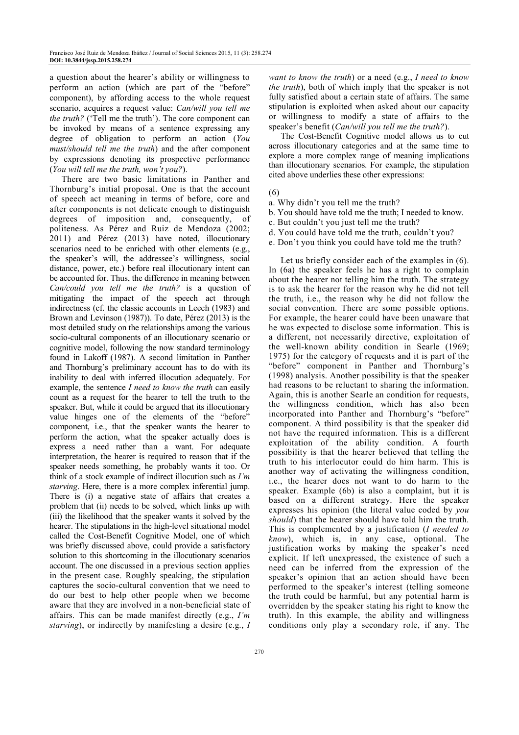a question about the hearer's ability or willingness to perform an action (which are part of the "before" component), by affording access to the whole request scenario, acquires a request value: *Can/will you tell me the truth?* ('Tell me the truth'). The core component can be invoked by means of a sentence expressing any degree of obligation to perform an action (*You must/should tell me the truth*) and the after component by expressions denoting its prospective performance (*You will tell me the truth, won't you?*).

There are two basic limitations in Panther and Thornburg's initial proposal. One is that the account of speech act meaning in terms of before, core and after components is not delicate enough to distinguish degrees of imposition and, consequently, of politeness. As Pérez and Ruiz de Mendoza (2002; 2011) and Pérez (2013) have noted, illocutionary scenarios need to be enriched with other elements (e.g., the speaker's will, the addressee's willingness, social distance, power, etc.) before real illocutionary intent can be accounted for. Thus, the difference in meaning between *Can/could you tell me the truth?* is a question of mitigating the impact of the speech act through indirectness (cf. the classic accounts in Leech (1983) and Brown and Levinson (1987)). To date, Pérez (2013) is the most detailed study on the relationships among the various socio-cultural components of an illocutionary scenario or cognitive model, following the now standard terminology found in Lakoff (1987). A second limitation in Panther and Thornburg's preliminary account has to do with its inability to deal with inferred illocution adequately. For example, the sentence *I need to know the truth* can easily count as a request for the hearer to tell the truth to the speaker. But, while it could be argued that its illocutionary value hinges one of the elements of the "before" component, i.e., that the speaker wants the hearer to perform the action, what the speaker actually does is express a need rather than a want. For adequate interpretation, the hearer is required to reason that if the speaker needs something, he probably wants it too. Or think of a stock example of indirect illocution such as *I'm starving*. Here, there is a more complex inferential jump. There is (i) a negative state of affairs that creates a problem that (ii) needs to be solved, which links up with (iii) the likelihood that the speaker wants it solved by the hearer. The stipulations in the high-level situational model called the Cost-Benefit Cognitive Model, one of which was briefly discussed above, could provide a satisfactory solution to this shortcoming in the illocutionary scenarios account. The one discussed in a previous section applies in the present case. Roughly speaking, the stipulation captures the socio-cultural convention that we need to do our best to help other people when we become aware that they are involved in a non-beneficial state of affairs. This can be made manifest directly (e.g., *I'm starving*), or indirectly by manifesting a desire (e.g., *I want to know the truth*) or a need (e.g., *I need to know the truth*), both of which imply that the speaker is not fully satisfied about a certain state of affairs. The same stipulation is exploited when asked about our capacity or willingness to modify a state of affairs to the speaker's benefit (*Can/will you tell me the truth?*).

The Cost-Benefit Cognitive model allows us to cut across illocutionary categories and at the same time to explore a more complex range of meaning implications than illocutionary scenarios. For example, the stipulation cited above underlies these other expressions:

(6)

a. Why didn't you tell me the truth?
b. You should have told me the truth; I needed to know.
c. But couldn't you just tell me the truth?
d. You could have told me the truth, couldn't you?
e. Don't you think you could have told me the truth?

Let us briefly consider each of the examples in (6). In (6a) the speaker feels he has a right to complain about the hearer not telling him the truth. The strategy is to ask the hearer for the reason why he did not tell the truth, i.e., the reason why he did not follow the social convention. There are some possible options. For example, the hearer could have been unaware that he was expected to disclose some information. This is a different, not necessarily directive, exploitation of the well-known ability condition in Searle (1969; 1975) for the category of requests and it is part of the "before" component in Panther and Thornburg's (1998) analysis. Another possibility is that the speaker had reasons to be reluctant to sharing the information. Again, this is another Searle an condition for requests, the willingness condition, which has also been incorporated into Panther and Thornburg's "before" component. A third possibility is that the speaker did not have the required information. This is a different exploitation of the ability condition. A fourth possibility is that the hearer believed that telling the truth to his interlocutor could do him harm. This is another way of activating the willingness condition, i.e., the hearer does not want to do harm to the speaker. Example (6b) is also a complaint, but it is based on a different strategy. Here the speaker expresses his opinion (the literal value coded by *you should*) that the hearer should have told him the truth. This is complemented by a justification (*I needed to know*), which is, in any case, optional. The justification works by making the speaker's need explicit. If left unexpressed, the existence of such a need can be inferred from the expression of the speaker's opinion that an action should have been performed to the speaker's interest (telling someone the truth could be harmful, but any potential harm is overridden by the speaker stating his right to know the truth). In this example, the ability and willingness conditions only play a secondary role, if any. The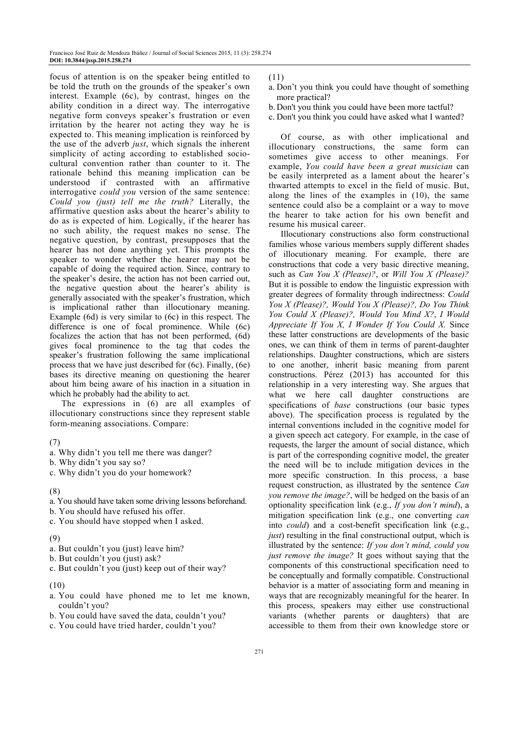focus of attention is on the speaker being entitled to be told the truth on the grounds of the speaker's own interest. Example (6c), by contrast, hinges on the ability condition in a direct way. The interrogative negative form conveys speaker's frustration or even irritation by the hearer not acting they way he is expected to. This meaning implication is reinforced by the use of the adverb *just*, which signals the inherent simplicity of acting according to established socio-cultural convention rather than counter to it. The rationale behind this meaning implication can be understood if contrasted with an affirmative interrogative *could you* version of the same sentence: *Could you (just) tell me the truth?* Literally, the affirmative question asks about the hearer's ability to do as is expected of him. Logically, if the hearer has no such ability, the request makes no sense. The negative question, by contrast, presupposes that the hearer has not done anything yet. This prompts the speaker to wonder whether the hearer may not be capable of doing the required action. Since, contrary to the speaker's desire, the action has not been carried out, the negative question about the hearer's ability is generally associated with the speaker's frustration, which is implicational rather than illocutionary meaning. Example (6d) is very similar to (6c) in this respect. The difference is one of focal prominence. While (6c) focalizes the action that has not been performed, (6d) gives focal prominence to the tag that codes the speaker's frustration following the same implicational process that we have just described for (6c). Finally, (6e) bases its directive meaning on questioning the hearer about him being aware of his inaction in a situation in which he probably had the ability to act.

The expressions in (6) are all examples of illocutionary constructions since they represent stable form-meaning associations. Compare:

(7)

a. Why didn't you tell me there was danger?
b. Why didn't you say so?
c. Why didn't you do your homework?

(8)

a. You should have taken some driving lessons beforehand.
b. You should have refused his offer.
c. You should have stopped when I asked.

(9)

a. But couldn't you (just) leave him?
b. But couldn't you (just) ask?
c. But couldn't you (just) keep out of their way?

(10)

a. You could have phoned me to let me known, couldn't you?
b. You could have saved the data, couldn't you?
c. You could have tried harder, couldn't you?

(11)

a. Don't you think you could have thought of something more practical?
b. Don't you think you could have been more tactful?
c. Don't you think you could have asked what I wanted?

Of course, as with other implicational and illocutionary constructions, the same form can sometimes give access to other meanings. For example, *You could have been a great musician* can be easily interpreted as a lament about the hearer's thwarted attempts to excel in the field of music. But, along the lines of the examples in (10), the same sentence could also be a complaint or a way to move the hearer to take action for his own benefit and resume his musical career.

Illocutionary constructions also form constructional families whose various members supply different shades of illocutionary meaning. For example, there are constructions that code a very basic directive meaning, such as *Can You X (Please)?*, or *Will You X (Please)?* But it is possible to endow the linguistic expression with greater degrees of formality through indirectness: *Could You X (Please)?, Would You X (Please)?, Do You Think You Could X (Please)?, Would You Mind X?*, *I Would Appreciate If You X, I Wonder If You Could X.* Since these latter constructions are developments of the basic ones, we can think of them in terms of parent-daughter relationships. Daughter constructions, which are sisters to one another, inherit basic meaning from parent constructions. Pérez (2013) has accounted for this relationship in a very interesting way. She argues that what we here call daughter constructions are specifications of *base* constructions (our basic types above). The specification process is regulated by the internal conventions included in the cognitive model for a given speech act category. For example, in the case of requests, the larger the amount of social distance, which is part of the corresponding cognitive model, the greater the need will be to include mitigation devices in the more specific construction. In this process, a base request construction, as illustrated by the sentence *Can you remove the image?*, will be hedged on the basis of an optionality specification link (e.g., *If you don't mind*), a mitigation specification link (e.g., one converting *can* into *could*) and a cost-benefit specification link (e.g., *just*) resulting in the final constructional output, which is illustrated by the sentence: *If you don't mind, could you just remove the image?* It goes without saying that the components of this constructional specification need to be conceptually and formally compatible. Constructional behavior is a matter of associating form and meaning in ways that are recognizably meaningful for the hearer. In this process, speakers may either use constructional variants (whether parents or daughters) that are accessible to them from their own knowledge store or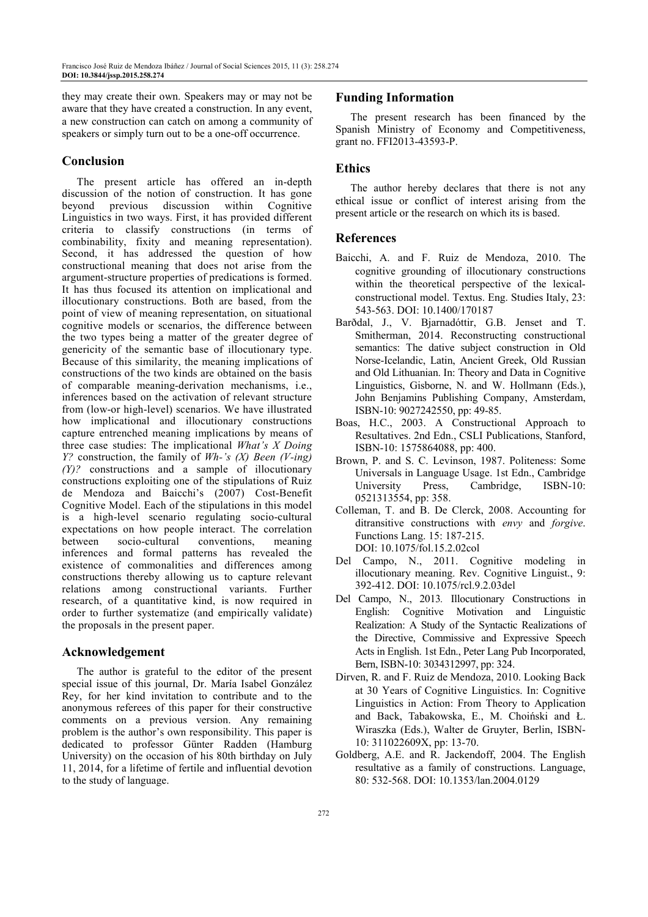they may create their own. Speakers may or may not be aware that they have created a construction. In any event, a new construction can catch on among a community of speakers or simply turn out to be a one-off occurrence.

## Conclusion

The present article has offered an in-depth discussion of the notion of construction. It has gone beyond previous discussion within Cognitive Linguistics in two ways. First, it has provided different criteria to classify constructions (in terms of combinability, fixity and meaning representation). Second, it has addressed the question of how constructional meaning that does not arise from the argument-structure properties of predications is formed. It has thus focused its attention on implicational and illocutionary constructions. Both are based, from the point of view of meaning representation, on situational cognitive models or scenarios, the difference between the two types being a matter of the greater degree of genericity of the semantic base of illocutionary type. Because of this similarity, the meaning implications of constructions of the two kinds are obtained on the basis of comparable meaning-derivation mechanisms, i.e., inferences based on the activation of relevant structure from (low-or high-level) scenarios. We have illustrated how implicational and illocutionary constructions capture entrenched meaning implications by means of three case studies: The implicational *What's X Doing Y?* construction, the family of *Wh-'s (X) Been (V-ing) (Y)?* constructions and a sample of illocutionary constructions exploiting one of the stipulations of Ruiz de Mendoza and Baicchi's (2007) Cost-Benefit Cognitive Model. Each of the stipulations in this model is a high-level scenario regulating socio-cultural expectations on how people interact. The correlation between socio-cultural conventions, meaning inferences and formal patterns has revealed the existence of commonalities and differences among constructions thereby allowing us to capture relevant relations among constructional variants. Further research, of a quantitative kind, is now required in order to further systematize (and empirically validate) the proposals in the present paper.

## Acknowledgement

The author is grateful to the editor of the present special issue of this journal, Dr. María Isabel González Rey, for her kind invitation to contribute and to the anonymous referees of this paper for their constructive comments on a previous version. Any remaining problem is the author's own responsibility. This paper is dedicated to professor Günter Radden (Hamburg University) on the occasion of his 80th birthday on July 11, 2014, for a lifetime of fertile and influential devotion to the study of language.

## Funding Information

The present research has been financed by the Spanish Ministry of Economy and Competitiveness, grant no. FFI2013-43593-P.

## Ethics

The author hereby declares that there is not any ethical issue or conflict of interest arising from the present article or the research on which its is based.

## References

Baicchi, A. and F. Ruiz de Mendoza, 2010. The cognitive grounding of illocutionary constructions within the theoretical perspective of the lexical-constructional model. Textus. Eng. Studies Italy, 23: 543-563. DOI: 10.1400/170187

Barðdal, J., V. Bjarnadóttir, G.B. Jenset and T. Smitherman, 2014. Reconstructing constructional semantics: The dative subject construction in Old Norse-Icelandic, Latin, Ancient Greek, Old Russian and Old Lithuanian. In: Theory and Data in Cognitive Linguistics, Gisborne, N. and W. Hollmann (Eds.), John Benjamins Publishing Company, Amsterdam, ISBN-10: 9027242550, pp: 49-85.

Boas, H.C., 2003. A Constructional Approach to Resultatives. 2nd Edn., CSLI Publications, Stanford, ISBN-10: 1575864088, pp: 400.

Brown, P. and S. C. Levinson, 1987. Politeness: Some Universals in Language Usage. 1st Edn., Cambridge University Press, Cambridge, ISBN-10: 0521313554, pp: 358.

Colleman, T. and B. De Clerck, 2008. Accounting for ditransitive constructions with *envy* and *forgive*. Functions Lang. 15: 187-215. DOI: 10.1075/fol.15.2.02col

Del Campo, N., 2011. Cognitive modeling in illocutionary meaning. Rev. Cognitive Linguist., 9: 392-412. DOI: 10.1075/rcl.9.2.03del

Del Campo, N., 2013. Illocutionary Constructions in English: Cognitive Motivation and Linguistic Realization: A Study of the Syntactic Realizations of the Directive, Commissive and Expressive Speech Acts in English. 1st Edn., Peter Lang Pub Incorporated, Bern, ISBN-10: 3034312997, pp: 324.

Dirven, R. and F. Ruiz de Mendoza, 2010. Looking Back at 30 Years of Cognitive Linguistics. In: Cognitive Linguistics in Action: From Theory to Application and Back, Tabakowska, E., M. Choiński and Ł. Wiraszka (Eds.), Walter de Gruyter, Berlin, ISBN-10: 311022609X, pp: 13-70.

Goldberg, A.E. and R. Jackendoff, 2004. The English resultative as a family of constructions. Language, 80: 532-568. DOI: 10.1353/lan.2004.0129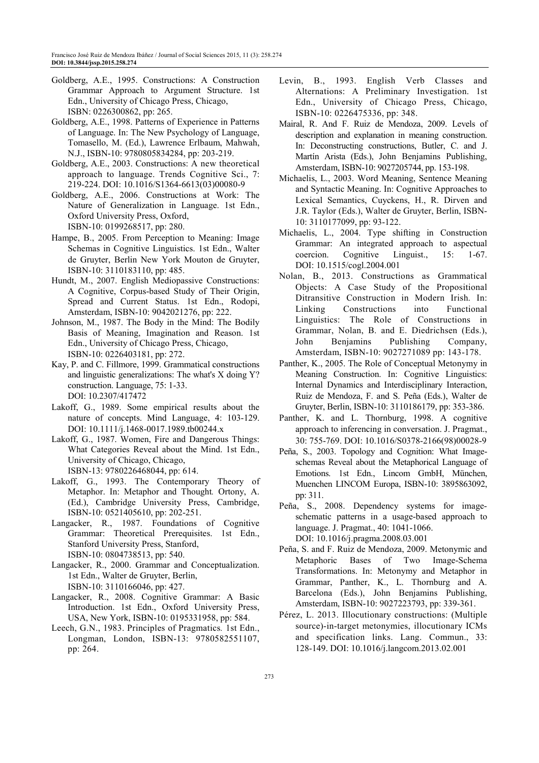Goldberg, A.E., 1995. Constructions: A Construction Grammar Approach to Argument Structure. 1st Edn., University of Chicago Press, Chicago, ISBN: 0226300862, pp: 265.

Goldberg, A.E., 1998. Patterns of Experience in Patterns of Language. In: The New Psychology of Language, Tomasello, M. (Ed.), Lawrence Erlbaum, Mahwah, N.J., ISBN-10: 9780805834284, pp: 203-219.

Goldberg, A.E., 2003. Constructions: A new theoretical approach to language. Trends Cognitive Sci., 7: 219-224. DOI: 10.1016/S1364-6613(03)00080-9

Goldberg, A.E., 2006. Constructions at Work: The Nature of Generalization in Language. 1st Edn., Oxford University Press, Oxford, ISBN-10: 0199268517, pp: 280.

Hampe, B., 2005. From Perception to Meaning: Image Schemas in Cognitive Linguistics. 1st Edn., Walter de Gruyter, Berlin New York Mouton de Gruyter, ISBN-10: 3110183110, pp: 485.

Hundt, M., 2007. English Mediopassive Constructions: A Cognitive, Corpus-based Study of Their Origin, Spread and Current Status. 1st Edn., Rodopi, Amsterdam, ISBN-10: 9042021276, pp: 222.

Johnson, M., 1987. The Body in the Mind: The Bodily Basis of Meaning, Imagination and Reason. 1st Edn., University of Chicago Press, Chicago, ISBN-10: 0226403181, pp: 272.

Kay, P. and C. Fillmore, 1999. Grammatical constructions and linguistic generalizations: The what's X doing Y? construction. Language, 75: 1-33. DOI: 10.2307/417472

Lakoff, G., 1989. Some empirical results about the nature of concepts. Mind Language, 4: 103-129. DOI: 10.1111/j.1468-0017.1989.tb00244.x

Lakoff, G., 1987. Women, Fire and Dangerous Things: What Categories Reveal about the Mind. 1st Edn., University of Chicago, Chicago, ISBN-13: 9780226468044, pp: 614.

Lakoff, G., 1993. The Contemporary Theory of Metaphor. In: Metaphor and Thought*.* Ortony, A. (Ed.), Cambridge University Press, Cambridge, ISBN-10: 0521405610, pp: 202-251.

Langacker, R., 1987. Foundations of Cognitive Grammar: Theoretical Prerequisites. 1st Edn., Stanford University Press, Stanford, ISBN-10: 0804738513, pp: 540.

Langacker, R., 2000. Grammar and Conceptualization. 1st Edn., Walter de Gruyter, Berlin, ISBN-10: 3110166046, pp: 427.

Langacker, R., 2008. Cognitive Grammar: A Basic Introduction. 1st Edn., Oxford University Press, USA, New York, ISBN-10: 0195331958, pp: 584.

Leech, G.N., 1983. Principles of Pragmatics*.* 1st Edn., Longman, London, ISBN-13: 9780582551107, pp: 264.

Levin, B., 1993. English Verb Classes and Alternations: A Preliminary Investigation. 1st Edn., University of Chicago Press, Chicago, ISBN-10: 0226475336, pp: 348.

Mairal, R. And F. Ruiz de Mendoza, 2009. Levels of description and explanation in meaning construction. In: Deconstructing constructions, Butler, C. and J. Martín Arista (Eds.), John Benjamins Publishing, Amsterdam, ISBN-10: 9027205744, pp. 153-198.

Michaelis, L., 2003. Word Meaning, Sentence Meaning and Syntactic Meaning. In: Cognitive Approaches to Lexical Semantics, Cuyckens, H., R. Dirven and J.R. Taylor (Eds.), Walter de Gruyter, Berlin, ISBN-10: 3110177099, pp: 93-122.

Michaelis, L., 2004. Type shifting in Construction Grammar: An integrated approach to aspectual coercion. Cognitive Linguist., 15: 1-67. DOI: 10.1515/cogl.2004.001

Nolan, B., 2013. Constructions as Grammatical Objects: A Case Study of the Propositional Ditransitive Construction in Modern Irish. In: Linking Constructions into Functional Linguistics: The Role of Constructions in Grammar, Nolan, B. and E. Diedrichsen (Eds.), John Benjamins Publishing Company, Amsterdam, ISBN-10: 9027271089 pp: 143-178.

Panther, K., 2005. The Role of Conceptual Metonymy in Meaning Construction. In: Cognitive Linguistics: Internal Dynamics and Interdisciplinary Interaction, Ruiz de Mendoza, F. and S. Peña (Eds.), Walter de Gruyter, Berlin, ISBN-10: 3110186179, pp: 353-386.

Panther, K. and L. Thornburg, 1998. A cognitive approach to inferencing in conversation. J. Pragmat., 30: 755-769. DOI: 10.1016/S0378-2166(98)00028-9

Peña, S., 2003. Topology and Cognition: What Image-schemas Reveal about the Metaphorical Language of Emotions. 1st Edn., Lincom GmbH, München, Muenchen LINCOM Europa, ISBN-10: 3895863092, pp: 311.

Peña, S., 2008. Dependency systems for image-schematic patterns in a usage-based approach to language. J. Pragmat., 40: 1041-1066. DOI: 10.1016/j.pragma.2008.03.001

Peña, S. and F. Ruiz de Mendoza, 2009. Metonymic and Metaphoric Bases of Two Image-Schema Transformations. In: Metonymy and Metaphor in Grammar, Panther, K., L. Thornburg and A. Barcelona (Eds.), John Benjamins Publishing, Amsterdam, ISBN-10: 9027223793, pp: 339-361.

Pérez, L. 2013. Illocutionary constructions: (Multiple source)-in-target metonymies, illocutionary ICMs and specification links. Lang. Commun., 33: 128-149. DOI: 10.1016/j.langcom.2013.02.001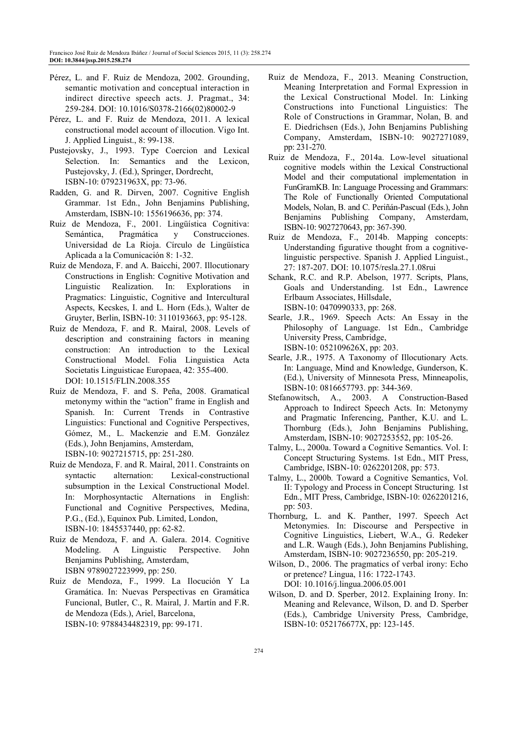Pérez, L. and F. Ruiz de Mendoza, 2002. Grounding, semantic motivation and conceptual interaction in indirect directive speech acts. J. Pragmat., 34: 259-284. DOI: 10.1016/S0378-2166(02)80002-9

Pérez, L. and F. Ruiz de Mendoza, 2011. A lexical constructional model account of illocution. Vigo Int. J. Applied Linguist., 8: 99-138.

Pustejovsky, J., 1993. Type Coercion and Lexical Selection. In: Semantics and the Lexicon, Pustejovsky, J. (Ed.), Springer, Dordrecht, ISBN-10: 079231963X, pp: 73-96.

Radden, G. and R. Dirven, 2007. Cognitive English Grammar. 1st Edn., John Benjamins Publishing, Amsterdam, ISBN-10: 1556196636, pp: 374.

Ruiz de Mendoza, F., 2001. Lingüística Cognitiva: Semántica, Pragmática y Construcciones. Universidad de La Rioja. Círculo de Lingüística Aplicada a la Comunicación 8: 1-32.

Ruiz de Mendoza, F. and A. Baicchi, 2007. Illocutionary Constructions in English: Cognitive Motivation and Linguistic Realization. In: Explorations in Pragmatics: Linguistic, Cognitive and Intercultural Aspects, Kecskes, I. and L. Horn (Eds.), Walter de Gruyter, Berlin, ISBN-10: 3110193663, pp: 95-128.

Ruiz de Mendoza, F. and R. Mairal, 2008. Levels of description and constraining factors in meaning construction: An introduction to the Lexical Constructional Model. Folia Linguistica Acta Societatis Linguisticae Europaea, 42: 355-400. DOI: 10.1515/FLIN.2008.355

Ruiz de Mendoza, F. and S. Peña, 2008. Gramatical metonymy within the "action" frame in English and Spanish. In: Current Trends in Contrastive Linguistics: Functional and Cognitive Perspectives, Gómez, M., L. Mackenzie and E.M. González (Eds.), John Benjamins, Amsterdam, ISBN-10: 9027215715, pp: 251-280.

Ruiz de Mendoza, F. and R. Mairal, 2011. Constraints on syntactic alternation: Lexical-constructional subsumption in the Lexical Constructional Model. In: Morphosyntactic Alternations in English: Functional and Cognitive Perspectives, Medina, P.G., (Ed.), Equinox Pub. Limited, London, ISBN-10: 1845537440, pp: 62-82.

Ruiz de Mendoza, F. and A. Galera. 2014. Cognitive Modeling. A Linguistic Perspective. John Benjamins Publishing, Amsterdam, ISBN 9789027223999, pp: 250.

Ruiz de Mendoza, F., 1999. La Ilocución Y La Gramática. In: Nuevas Perspectivas en Gramática Funcional, Butler, C., R. Mairal, J. Martín and F.R. de Mendoza (Eds.), Ariel, Barcelona, ISBN-10: 9788434482319, pp: 99-171.

Ruiz de Mendoza, F., 2013. Meaning Construction, Meaning Interpretation and Formal Expression in the Lexical Constructional Model. In: Linking Constructions into Functional Linguistics: The Role of Constructions in Grammar, Nolan, B. and E. Diedrichsen (Eds.), John Benjamins Publishing Company, Amsterdam, ISBN-10: 9027271089, pp: 231-270.

Ruiz de Mendoza, F., 2014a. Low-level situational cognitive models within the Lexical Constructional Model and their computational implementation in FunGramKB. In: Language Processing and Grammars: The Role of Functionally Oriented Computational Models, Nolan, B. and C. Periñán-Pascual (Eds.), John Benjamins Publishing Company, Amsterdam, ISBN-10: 9027270643, pp: 367-390.

Ruiz de Mendoza, F., 2014b. Mapping concepts: Understanding figurative thought from a cognitive-linguistic perspective. Spanish J. Applied Linguist., 27: 187-207. DOI: 10.1075/resla.27.1.08rui

Schank, R.C. and R.P. Abelson, 1977. Scripts, Plans, Goals and Understanding. 1st Edn., Lawrence Erlbaum Associates, Hillsdale, ISBN-10: 0470990333, pp: 268.

Searle, J.R., 1969. Speech Acts: An Essay in the Philosophy of Language. 1st Edn., Cambridge University Press, Cambridge, ISBN-10: 052109626X, pp: 203.

Searle, J.R., 1975. A Taxonomy of Illocutionary Acts. In: Language, Mind and Knowledge, Gunderson, K. (Ed.), University of Minnesota Press, Minneapolis, ISBN-10: 0816657793. pp: 344-369.

Stefanowitsch, A., 2003. A Construction-Based Approach to Indirect Speech Acts. In: Metonymy and Pragmatic Inferencing, Panther, K.U. and L. Thornburg (Eds.), John Benjamins Publishing, Amsterdam, ISBN-10: 9027253552, pp: 105-26.

Talmy, L., 2000a. Toward a Cognitive Semantics. Vol. I: Concept Structuring Systems. 1st Edn., MIT Press, Cambridge, ISBN-10: 0262201208, pp: 573.

Talmy, L., 2000b. Toward a Cognitive Semantics, Vol. II: Typology and Process in Concept Structuring. 1st Edn., MIT Press, Cambridge, ISBN-10: 0262201216, pp: 503.

Thornburg, L. and K. Panther, 1997. Speech Act Metonymies. In: Discourse and Perspective in Cognitive Linguistics, Liebert, W.A., G. Redeker and L.R. Waugh (Eds.), John Benjamins Publishing, Amsterdam, ISBN-10: 9027236550, pp: 205-219.

Wilson, D., 2006. The pragmatics of verbal irony: Echo or pretence? Lingua, 116: 1722-1743. DOI: 10.1016/j.lingua.2006.05.001

Wilson, D. and D. Sperber, 2012. Explaining Irony. In: Meaning and Relevance, Wilson, D. and D. Sperber (Eds.), Cambridge University Press, Cambridge, ISBN-10: 052176677X, pp: 123-145.